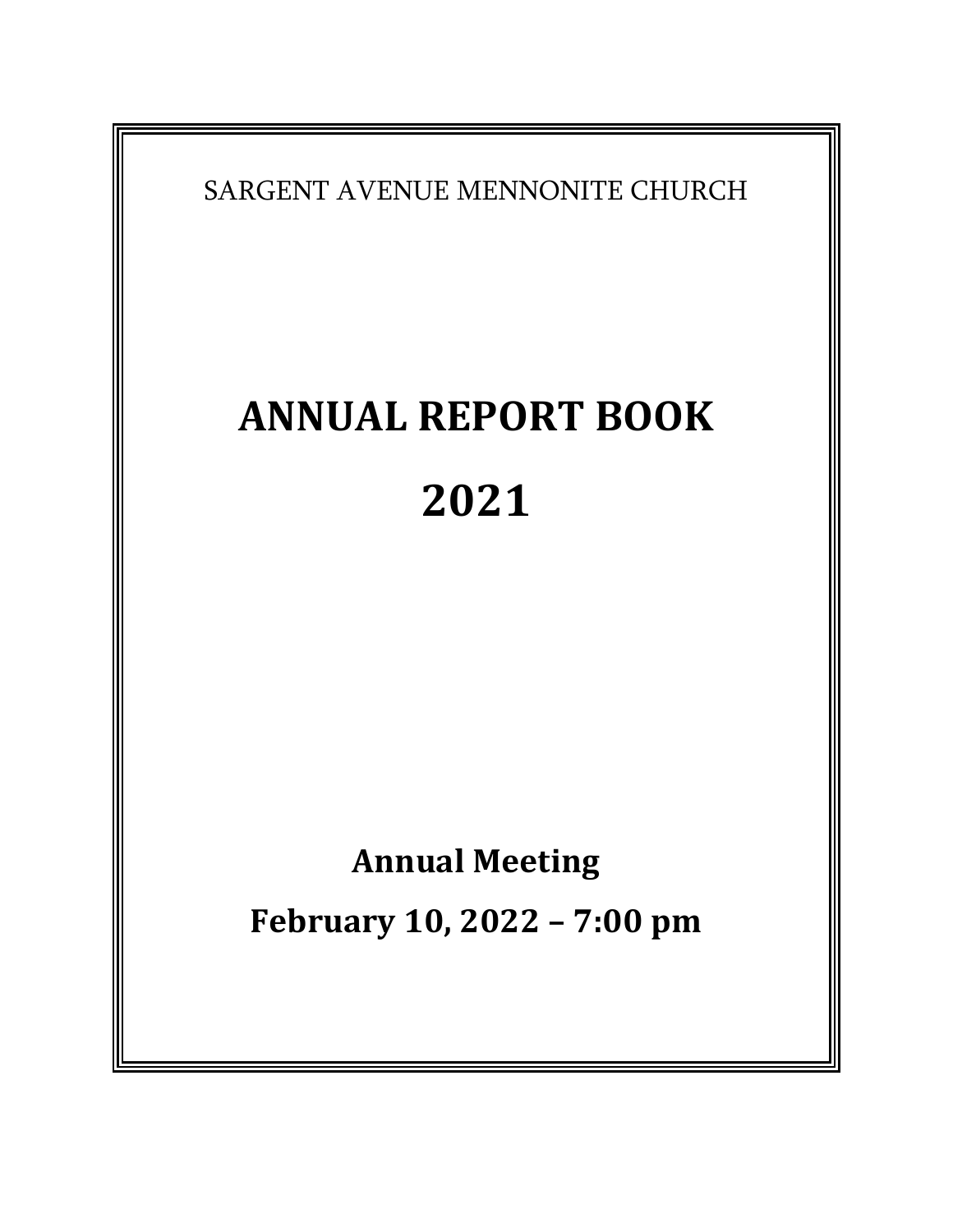SARGENT AVENUE MENNONITE CHURCH

# ANNUAL REPORT BOOK

# 2021

**Annual Meeting**

**February 10, 2022 – 7:00 pm**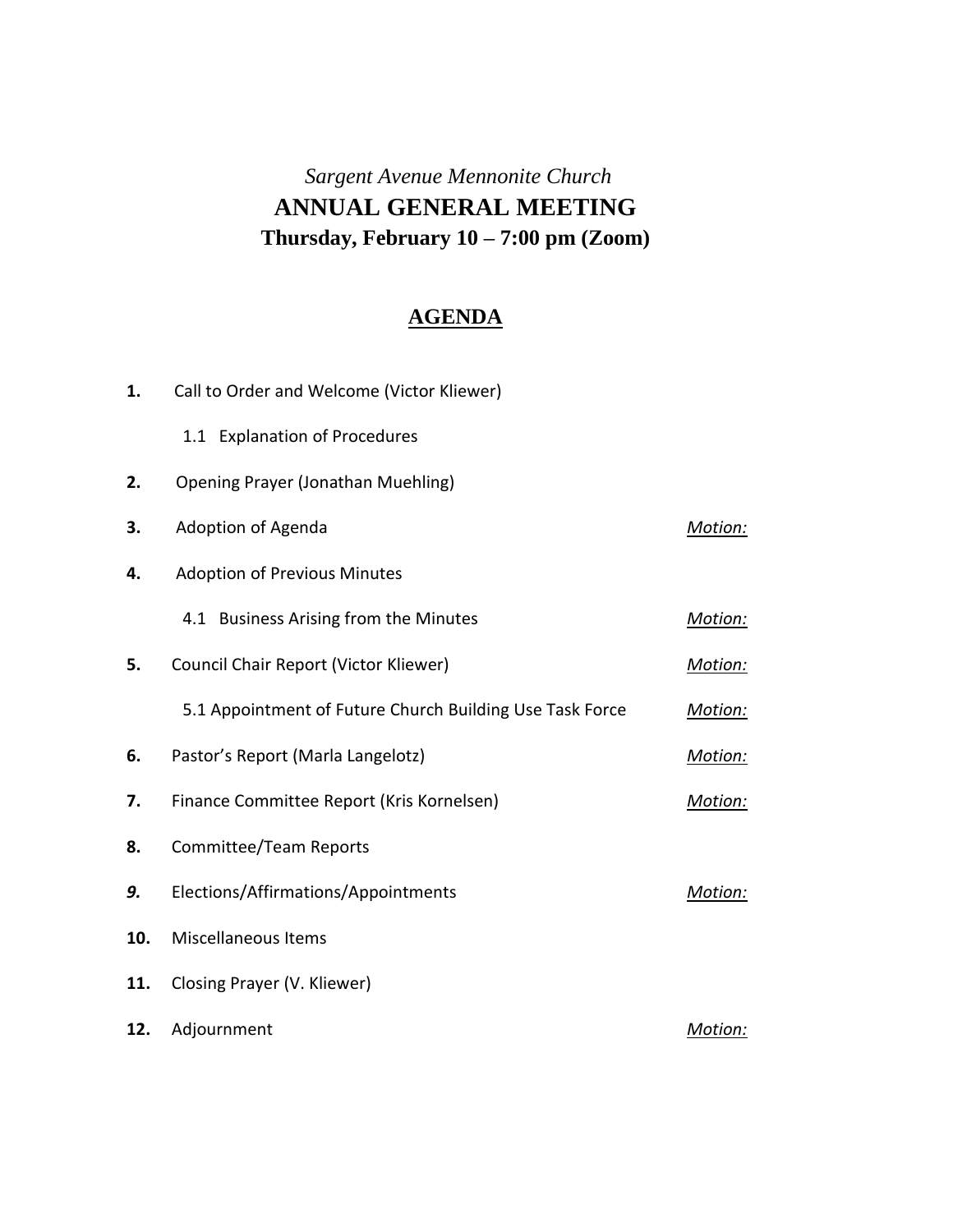*Sargent Avenue Mennonite Church*

# ANNUAL GENERAL MEETING

## Thursday, February 10 – 7:00 pm (Zoom)

## AGENDA

**1.** Call to Order and Welcome (Victor Kliewer)

   1.1 Explanation of Procedures

**2.** Opening Prayer (Jonathan Muehling)

**3.** Adoption of Agenda — *Motion:*

**4.** Adoption of Previous Minutes

   4.1 Business Arising from the Minutes — *Motion:*

**5.** Council Chair Report (Victor Kliewer) — *Motion:*

   5.1 Appointment of Future Church Building Use Task Force — *Motion:*

**6.** Pastor's Report (Marla Langelotz) — *Motion:*

**7.** Finance Committee Report (Kris Kornelsen) — *Motion:*

**8.** Committee/Team Reports

***9.*** Elections/Affirmations/Appointments — *Motion:*

**10.** Miscellaneous Items

**11.** Closing Prayer (V. Kliewer)

**12.** Adjournment — *Motion:*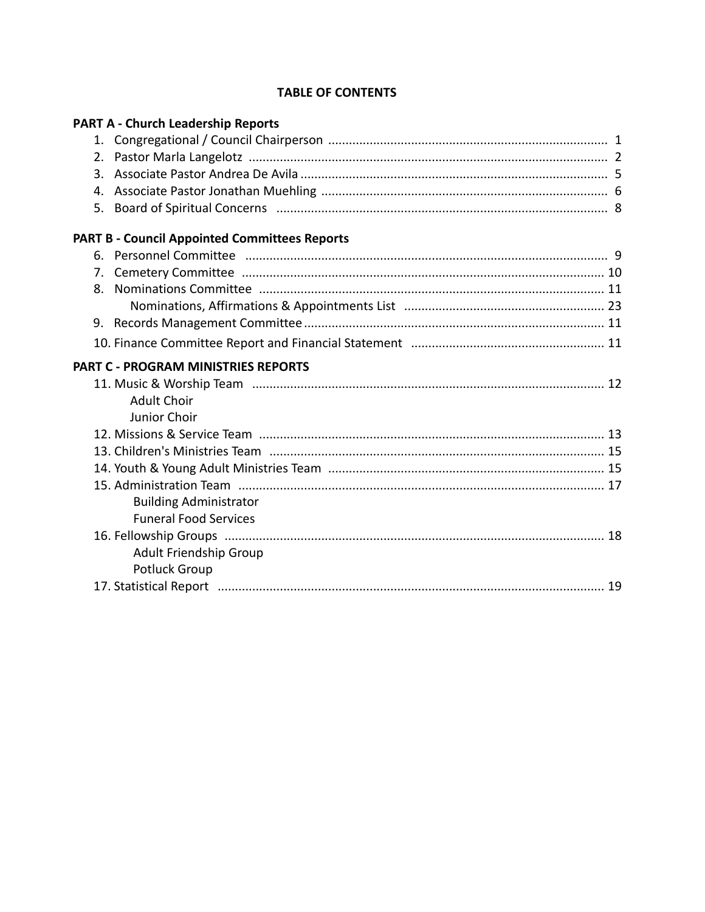# TABLE OF CONTENTS

**PART A - Church Leadership Reports**

1. Congregational / Council Chairperson ............ 1
2. Pastor Marla Langelotz ............ 2
3. Associate Pastor Andrea De Avila ............ 5
4. Associate Pastor Jonathan Muehling ............ 6
5. Board of Spiritual Concerns ............ 8

**PART B - Council Appointed Committees Reports**

6. Personnel Committee ............ 9
7. Cemetery Committee ............ 10
8. Nominations Committee ............ 11
   - Nominations, Affirmations & Appointments List ............ 23
9. Records Management Committee ............ 11
10. Finance Committee Report and Financial Statement ............ 11

**PART C - PROGRAM MINISTRIES REPORTS**

11. Music & Worship Team ............ 12
    - Adult Choir
    - Junior Choir
12. Missions & Service Team ............ 13
13. Children's Ministries Team ............ 15
14. Youth & Young Adult Ministries Team ............ 15
15. Administration Team ............ 17
    - Building Administrator
    - Funeral Food Services
16. Fellowship Groups ............ 18
    - Adult Friendship Group
    - Potluck Group
17. Statistical Report ............ 19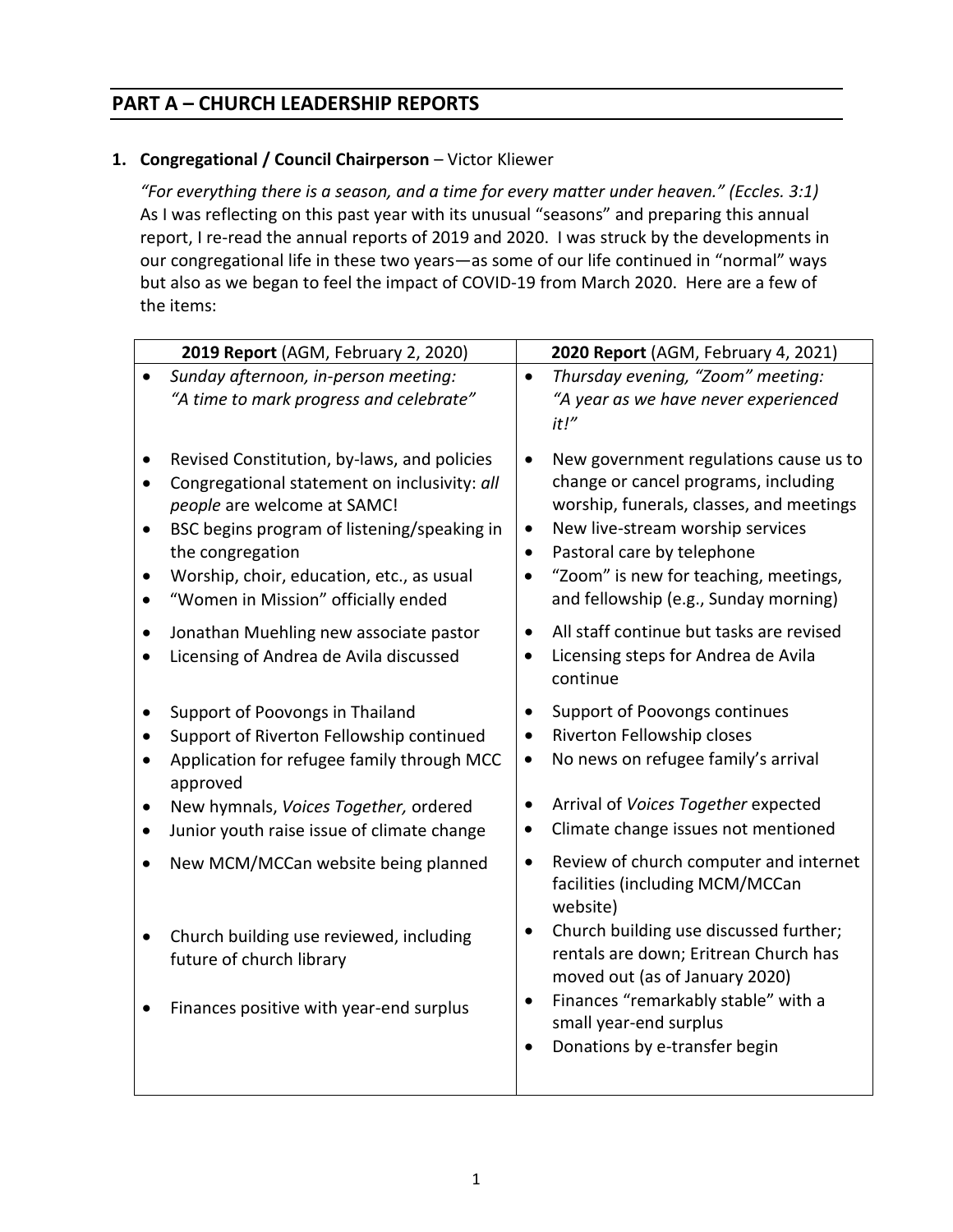## PART A – CHURCH LEADERSHIP REPORTS

1. **Congregational / Council Chairperson** – Victor Kliewer

   *"For everything there is a season, and a time for every matter under heaven." (Eccles. 3:1)* As I was reflecting on this past year with its unusual "seasons" and preparing this annual report, I re-read the annual reports of 2019 and 2020. I was struck by the developments in our congregational life in these two years—as some of our life continued in "normal" ways but also as we began to feel the impact of COVID-19 from March 2020. Here are a few of the items:

| **2019 Report** (AGM, February 2, 2020) | **2020 Report** (AGM, February 4, 2021) |
|---|---|
| • *Sunday afternoon, in-person meeting: "A time to mark progress and celebrate"* | • *Thursday evening, "Zoom" meeting: "A year as we have never experienced it!"* |
| • Revised Constitution, by-laws, and policies<br>• Congregational statement on inclusivity: *all people* are welcome at SAMC!<br>• BSC begins program of listening/speaking in the congregation<br>• Worship, choir, education, etc., as usual<br>• "Women in Mission" officially ended | • New government regulations cause us to change or cancel programs, including worship, funerals, classes, and meetings<br>• New live-stream worship services<br>• Pastoral care by telephone<br>• "Zoom" is new for teaching, meetings, and fellowship (e.g., Sunday morning) |
| • Jonathan Muehling new associate pastor<br>• Licensing of Andrea de Avila discussed | • All staff continue but tasks are revised<br>• Licensing steps for Andrea de Avila continue |
| • Support of Poovongs in Thailand<br>• Support of Riverton Fellowship continued<br>• Application for refugee family through MCC approved | • Support of Poovongs continues<br>• Riverton Fellowship closes<br>• No news on refugee family's arrival |
| • New hymnals, *Voices Together,* ordered<br>• Junior youth raise issue of climate change | • Arrival of *Voices Together* expected<br>• Climate change issues not mentioned |
| • New MCM/MCCan website being planned | • Review of church computer and internet facilities (including MCM/MCCan website) |
| • Church building use reviewed, including future of church library | • Church building use discussed further; rentals are down; Eritrean Church has moved out (as of January 2020) |
| • Finances positive with year-end surplus | • Finances "remarkably stable" with a small year-end surplus<br>• Donations by e-transfer begin |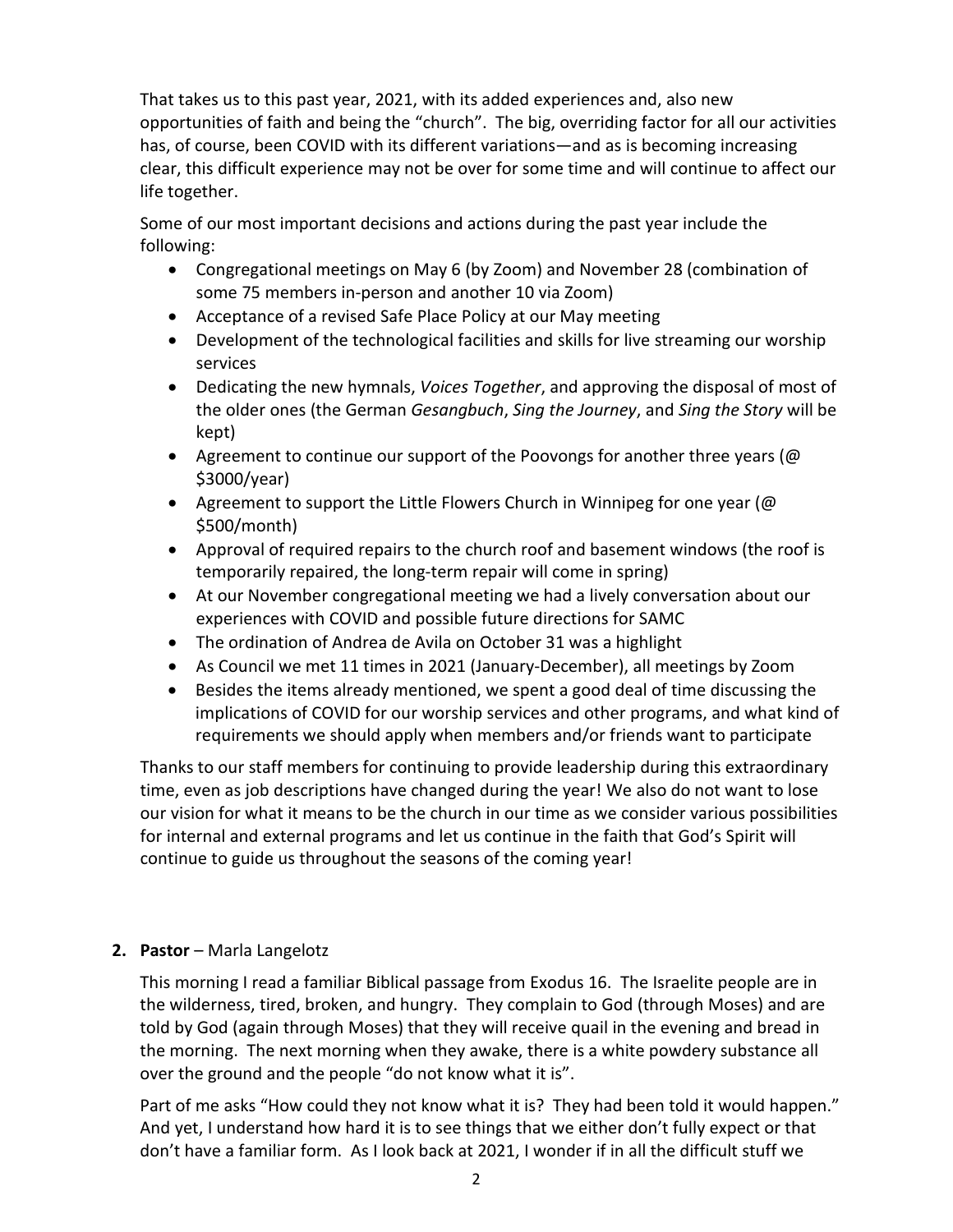That takes us to this past year, 2021, with its added experiences and, also new opportunities of faith and being the "church". The big, overriding factor for all our activities has, of course, been COVID with its different variations—and as is becoming increasing clear, this difficult experience may not be over for some time and will continue to affect our life together.

Some of our most important decisions and actions during the past year include the following:

- Congregational meetings on May 6 (by Zoom) and November 28 (combination of some 75 members in-person and another 10 via Zoom)
- Acceptance of a revised Safe Place Policy at our May meeting
- Development of the technological facilities and skills for live streaming our worship services
- Dedicating the new hymnals, *Voices Together*, and approving the disposal of most of the older ones (the German *Gesangbuch*, *Sing the Journey*, and *Sing the Story* will be kept)
- Agreement to continue our support of the Poovongs for another three years (@ $3000/year)
- Agreement to support the Little Flowers Church in Winnipeg for one year (@ $500/month)
- Approval of required repairs to the church roof and basement windows (the roof is temporarily repaired, the long-term repair will come in spring)
- At our November congregational meeting we had a lively conversation about our experiences with COVID and possible future directions for SAMC
- The ordination of Andrea de Avila on October 31 was a highlight
- As Council we met 11 times in 2021 (January-December), all meetings by Zoom
- Besides the items already mentioned, we spent a good deal of time discussing the implications of COVID for our worship services and other programs, and what kind of requirements we should apply when members and/or friends want to participate

Thanks to our staff members for continuing to provide leadership during this extraordinary time, even as job descriptions have changed during the year! We also do not want to lose our vision for what it means to be the church in our time as we consider various possibilities for internal and external programs and let us continue in the faith that God's Spirit will continue to guide us throughout the seasons of the coming year!

**2. Pastor** – Marla Langelotz

This morning I read a familiar Biblical passage from Exodus 16. The Israelite people are in the wilderness, tired, broken, and hungry. They complain to God (through Moses) and are told by God (again through Moses) that they will receive quail in the evening and bread in the morning. The next morning when they awake, there is a white powdery substance all over the ground and the people "do not know what it is".

Part of me asks "How could they not know what it is? They had been told it would happen." And yet, I understand how hard it is to see things that we either don't fully expect or that don't have a familiar form. As I look back at 2021, I wonder if in all the difficult stuff we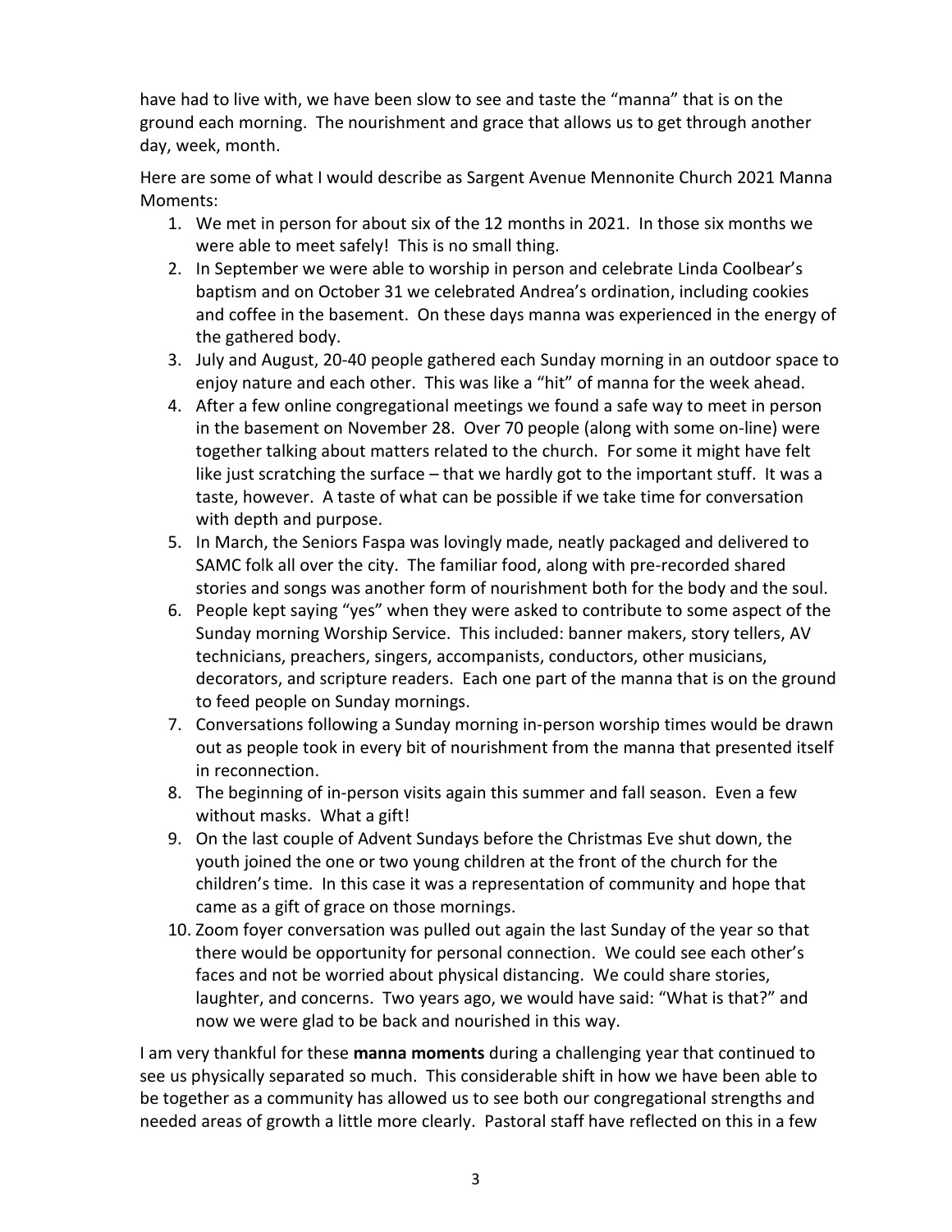have had to live with, we have been slow to see and taste the "manna" that is on the ground each morning. The nourishment and grace that allows us to get through another day, week, month.

Here are some of what I would describe as Sargent Avenue Mennonite Church 2021 Manna Moments:

1. We met in person for about six of the 12 months in 2021. In those six months we were able to meet safely! This is no small thing.
2. In September we were able to worship in person and celebrate Linda Coolbear's baptism and on October 31 we celebrated Andrea's ordination, including cookies and coffee in the basement. On these days manna was experienced in the energy of the gathered body.
3. July and August, 20-40 people gathered each Sunday morning in an outdoor space to enjoy nature and each other. This was like a "hit" of manna for the week ahead.
4. After a few online congregational meetings we found a safe way to meet in person in the basement on November 28. Over 70 people (along with some on-line) were together talking about matters related to the church. For some it might have felt like just scratching the surface – that we hardly got to the important stuff. It was a taste, however. A taste of what can be possible if we take time for conversation with depth and purpose.
5. In March, the Seniors Faspa was lovingly made, neatly packaged and delivered to SAMC folk all over the city. The familiar food, along with pre-recorded shared stories and songs was another form of nourishment both for the body and the soul.
6. People kept saying "yes" when they were asked to contribute to some aspect of the Sunday morning Worship Service. This included: banner makers, story tellers, AV technicians, preachers, singers, accompanists, conductors, other musicians, decorators, and scripture readers. Each one part of the manna that is on the ground to feed people on Sunday mornings.
7. Conversations following a Sunday morning in-person worship times would be drawn out as people took in every bit of nourishment from the manna that presented itself in reconnection.
8. The beginning of in-person visits again this summer and fall season. Even a few without masks. What a gift!
9. On the last couple of Advent Sundays before the Christmas Eve shut down, the youth joined the one or two young children at the front of the church for the children's time. In this case it was a representation of community and hope that came as a gift of grace on those mornings.
10. Zoom foyer conversation was pulled out again the last Sunday of the year so that there would be opportunity for personal connection. We could see each other's faces and not be worried about physical distancing. We could share stories, laughter, and concerns. Two years ago, we would have said: "What is that?" and now we were glad to be back and nourished in this way.

I am very thankful for these **manna moments** during a challenging year that continued to see us physically separated so much. This considerable shift in how we have been able to be together as a community has allowed us to see both our congregational strengths and needed areas of growth a little more clearly. Pastoral staff have reflected on this in a few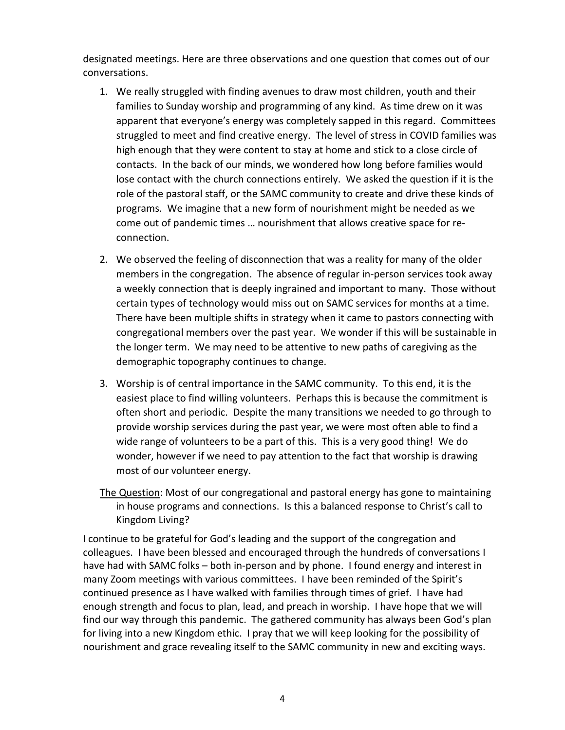designated meetings. Here are three observations and one question that comes out of our conversations.

1. We really struggled with finding avenues to draw most children, youth and their families to Sunday worship and programming of any kind. As time drew on it was apparent that everyone's energy was completely sapped in this regard. Committees struggled to meet and find creative energy. The level of stress in COVID families was high enough that they were content to stay at home and stick to a close circle of contacts. In the back of our minds, we wondered how long before families would lose contact with the church connections entirely. We asked the question if it is the role of the pastoral staff, or the SAMC community to create and drive these kinds of programs. We imagine that a new form of nourishment might be needed as we come out of pandemic times … nourishment that allows creative space for re-connection.

2. We observed the feeling of disconnection that was a reality for many of the older members in the congregation. The absence of regular in-person services took away a weekly connection that is deeply ingrained and important to many. Those without certain types of technology would miss out on SAMC services for months at a time. There have been multiple shifts in strategy when it came to pastors connecting with congregational members over the past year. We wonder if this will be sustainable in the longer term. We may need to be attentive to new paths of caregiving as the demographic topography continues to change.

3. Worship is of central importance in the SAMC community. To this end, it is the easiest place to find willing volunteers. Perhaps this is because the commitment is often short and periodic. Despite the many transitions we needed to go through to provide worship services during the past year, we were most often able to find a wide range of volunteers to be a part of this. This is a very good thing! We do wonder, however if we need to pay attention to the fact that worship is drawing most of our volunteer energy.

<u>The Question</u>: Most of our congregational and pastoral energy has gone to maintaining in house programs and connections. Is this a balanced response to Christ's call to Kingdom Living?

I continue to be grateful for God's leading and the support of the congregation and colleagues. I have been blessed and encouraged through the hundreds of conversations I have had with SAMC folks – both in-person and by phone. I found energy and interest in many Zoom meetings with various committees. I have been reminded of the Spirit's continued presence as I have walked with families through times of grief. I have had enough strength and focus to plan, lead, and preach in worship. I have hope that we will find our way through this pandemic. The gathered community has always been God's plan for living into a new Kingdom ethic. I pray that we will keep looking for the possibility of nourishment and grace revealing itself to the SAMC community in new and exciting ways.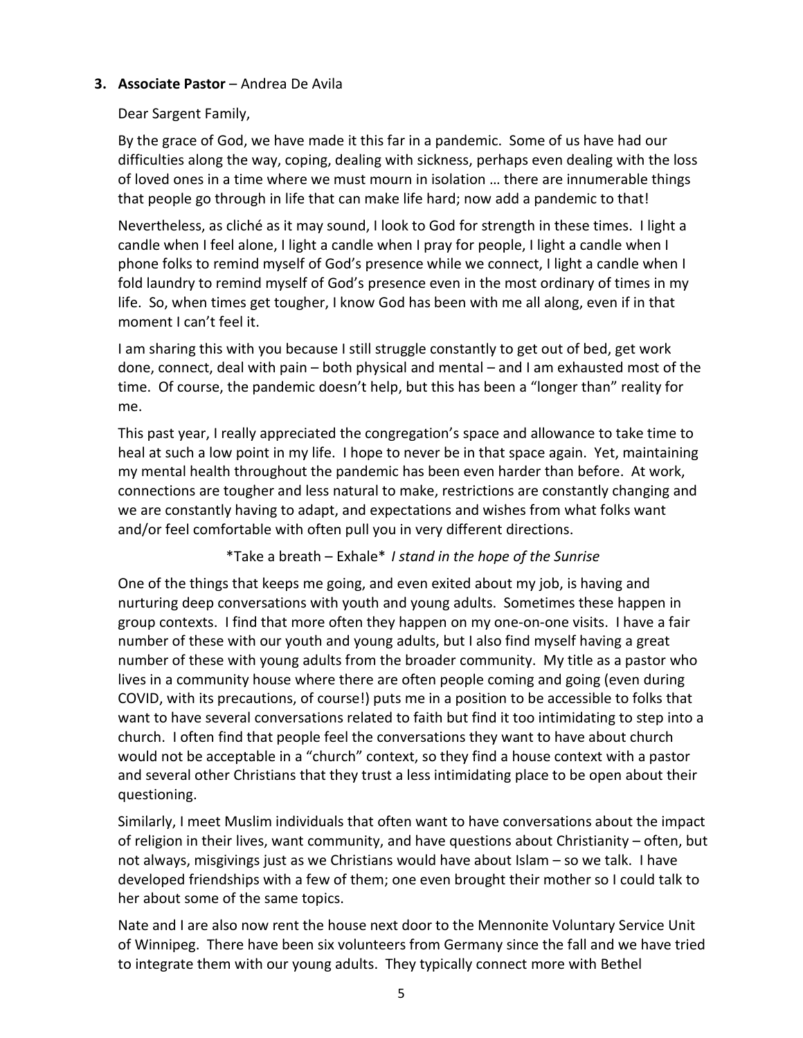**3. Associate Pastor** – Andrea De Avila

Dear Sargent Family,

By the grace of God, we have made it this far in a pandemic. Some of us have had our difficulties along the way, coping, dealing with sickness, perhaps even dealing with the loss of loved ones in a time where we must mourn in isolation … there are innumerable things that people go through in life that can make life hard; now add a pandemic to that!

Nevertheless, as cliché as it may sound, I look to God for strength in these times. I light a candle when I feel alone, I light a candle when I pray for people, I light a candle when I phone folks to remind myself of God's presence while we connect, I light a candle when I fold laundry to remind myself of God's presence even in the most ordinary of times in my life. So, when times get tougher, I know God has been with me all along, even if in that moment I can't feel it.

I am sharing this with you because I still struggle constantly to get out of bed, get work done, connect, deal with pain – both physical and mental – and I am exhausted most of the time. Of course, the pandemic doesn't help, but this has been a "longer than" reality for me.

This past year, I really appreciated the congregation's space and allowance to take time to heal at such a low point in my life. I hope to never be in that space again. Yet, maintaining my mental health throughout the pandemic has been even harder than before. At work, connections are tougher and less natural to make, restrictions are constantly changing and we are constantly having to adapt, and expectations and wishes from what folks want and/or feel comfortable with often pull you in very different directions.

*Take a breath – Exhale* *I stand in the hope of the Sunrise*

One of the things that keeps me going, and even exited about my job, is having and nurturing deep conversations with youth and young adults. Sometimes these happen in group contexts. I find that more often they happen on my one-on-one visits. I have a fair number of these with our youth and young adults, but I also find myself having a great number of these with young adults from the broader community. My title as a pastor who lives in a community house where there are often people coming and going (even during COVID, with its precautions, of course!) puts me in a position to be accessible to folks that want to have several conversations related to faith but find it too intimidating to step into a church. I often find that people feel the conversations they want to have about church would not be acceptable in a "church" context, so they find a house context with a pastor and several other Christians that they trust a less intimidating place to be open about their questioning.

Similarly, I meet Muslim individuals that often want to have conversations about the impact of religion in their lives, want community, and have questions about Christianity – often, but not always, misgivings just as we Christians would have about Islam – so we talk. I have developed friendships with a few of them; one even brought their mother so I could talk to her about some of the same topics.

Nate and I are also now rent the house next door to the Mennonite Voluntary Service Unit of Winnipeg. There have been six volunteers from Germany since the fall and we have tried to integrate them with our young adults. They typically connect more with Bethel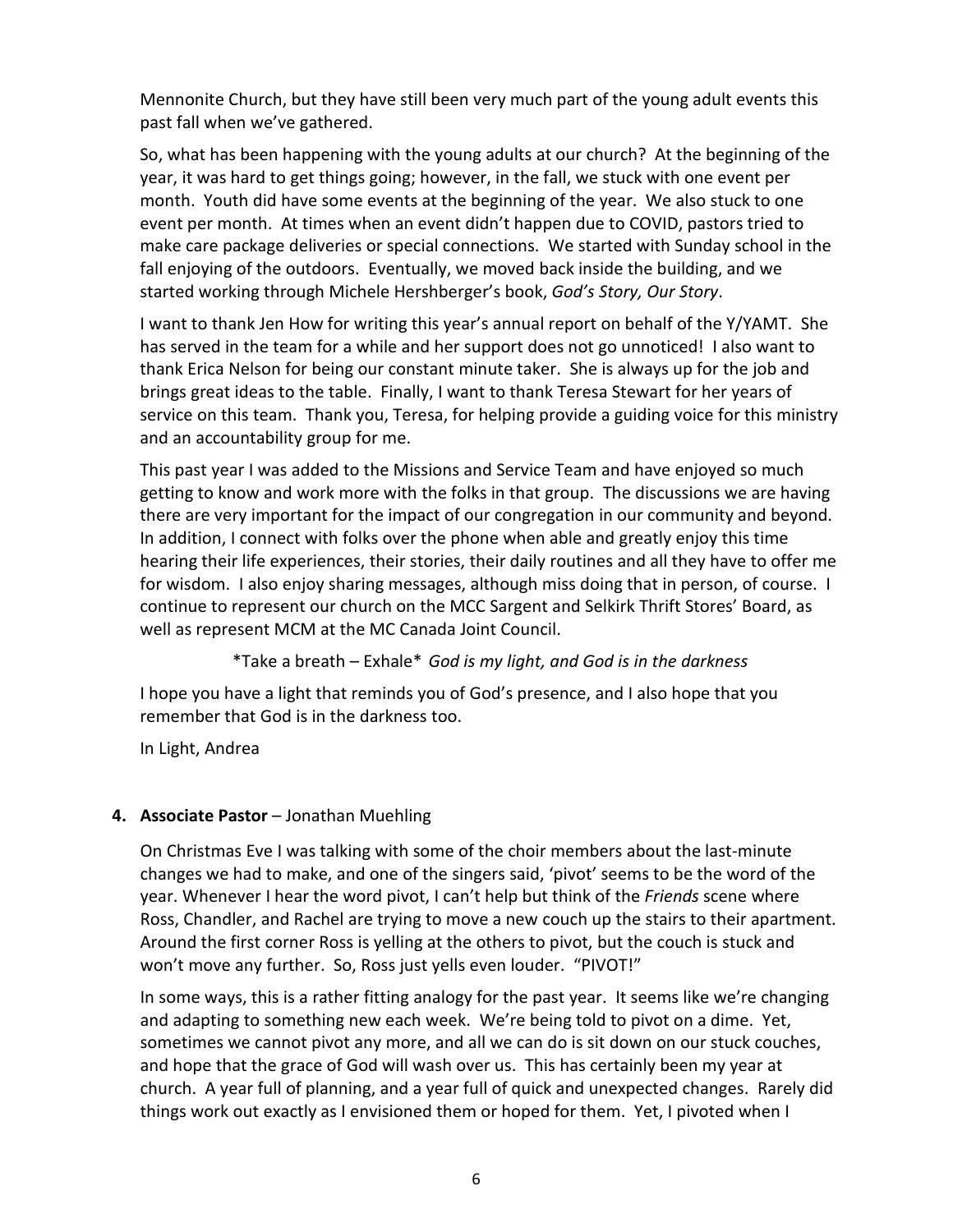Mennonite Church, but they have still been very much part of the young adult events this past fall when we've gathered.

So, what has been happening with the young adults at our church? At the beginning of the year, it was hard to get things going; however, in the fall, we stuck with one event per month. Youth did have some events at the beginning of the year. We also stuck to one event per month. At times when an event didn't happen due to COVID, pastors tried to make care package deliveries or special connections. We started with Sunday school in the fall enjoying of the outdoors. Eventually, we moved back inside the building, and we started working through Michele Hershberger's book, *God's Story, Our Story*.

I want to thank Jen How for writing this year's annual report on behalf of the Y/YAMT. She has served in the team for a while and her support does not go unnoticed! I also want to thank Erica Nelson for being our constant minute taker. She is always up for the job and brings great ideas to the table. Finally, I want to thank Teresa Stewart for her years of service on this team. Thank you, Teresa, for helping provide a guiding voice for this ministry and an accountability group for me.

This past year I was added to the Missions and Service Team and have enjoyed so much getting to know and work more with the folks in that group. The discussions we are having there are very important for the impact of our congregation in our community and beyond. In addition, I connect with folks over the phone when able and greatly enjoy this time hearing their life experiences, their stories, their daily routines and all they have to offer me for wisdom. I also enjoy sharing messages, although miss doing that in person, of course. I continue to represent our church on the MCC Sargent and Selkirk Thrift Stores' Board, as well as represent MCM at the MC Canada Joint Council.

*Take a breath – Exhale* *God is my light, and God is in the darkness*

I hope you have a light that reminds you of God's presence, and I also hope that you remember that God is in the darkness too.

In Light, Andrea

4. **Associate Pastor** – Jonathan Muehling

On Christmas Eve I was talking with some of the choir members about the last-minute changes we had to make, and one of the singers said, 'pivot' seems to be the word of the year. Whenever I hear the word pivot, I can't help but think of the *Friends* scene where Ross, Chandler, and Rachel are trying to move a new couch up the stairs to their apartment. Around the first corner Ross is yelling at the others to pivot, but the couch is stuck and won't move any further. So, Ross just yells even louder. "PIVOT!"

In some ways, this is a rather fitting analogy for the past year. It seems like we're changing and adapting to something new each week. We're being told to pivot on a dime. Yet, sometimes we cannot pivot any more, and all we can do is sit down on our stuck couches, and hope that the grace of God will wash over us. This has certainly been my year at church. A year full of planning, and a year full of quick and unexpected changes. Rarely did things work out exactly as I envisioned them or hoped for them. Yet, I pivoted when I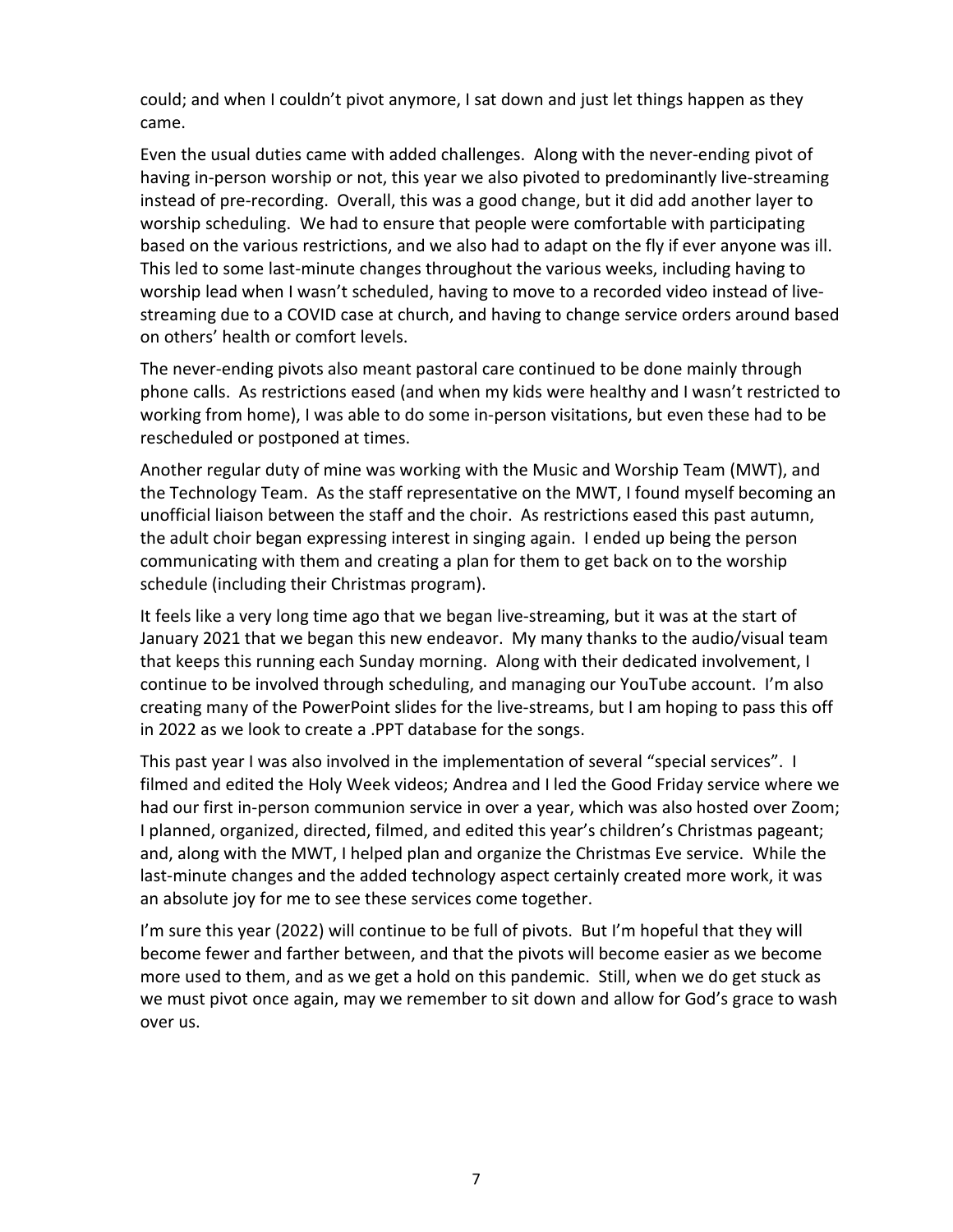could; and when I couldn't pivot anymore, I sat down and just let things happen as they came.

Even the usual duties came with added challenges. Along with the never-ending pivot of having in-person worship or not, this year we also pivoted to predominantly live-streaming instead of pre-recording. Overall, this was a good change, but it did add another layer to worship scheduling. We had to ensure that people were comfortable with participating based on the various restrictions, and we also had to adapt on the fly if ever anyone was ill. This led to some last-minute changes throughout the various weeks, including having to worship lead when I wasn't scheduled, having to move to a recorded video instead of live-streaming due to a COVID case at church, and having to change service orders around based on others' health or comfort levels.

The never-ending pivots also meant pastoral care continued to be done mainly through phone calls. As restrictions eased (and when my kids were healthy and I wasn't restricted to working from home), I was able to do some in-person visitations, but even these had to be rescheduled or postponed at times.

Another regular duty of mine was working with the Music and Worship Team (MWT), and the Technology Team. As the staff representative on the MWT, I found myself becoming an unofficial liaison between the staff and the choir. As restrictions eased this past autumn, the adult choir began expressing interest in singing again. I ended up being the person communicating with them and creating a plan for them to get back on to the worship schedule (including their Christmas program).

It feels like a very long time ago that we began live-streaming, but it was at the start of January 2021 that we began this new endeavor. My many thanks to the audio/visual team that keeps this running each Sunday morning. Along with their dedicated involvement, I continue to be involved through scheduling, and managing our YouTube account. I'm also creating many of the PowerPoint slides for the live-streams, but I am hoping to pass this off in 2022 as we look to create a .PPT database for the songs.

This past year I was also involved in the implementation of several "special services". I filmed and edited the Holy Week videos; Andrea and I led the Good Friday service where we had our first in-person communion service in over a year, which was also hosted over Zoom; I planned, organized, directed, filmed, and edited this year's children's Christmas pageant; and, along with the MWT, I helped plan and organize the Christmas Eve service. While the last-minute changes and the added technology aspect certainly created more work, it was an absolute joy for me to see these services come together.

I'm sure this year (2022) will continue to be full of pivots. But I'm hopeful that they will become fewer and farther between, and that the pivots will become easier as we become more used to them, and as we get a hold on this pandemic. Still, when we do get stuck as we must pivot once again, may we remember to sit down and allow for God's grace to wash over us.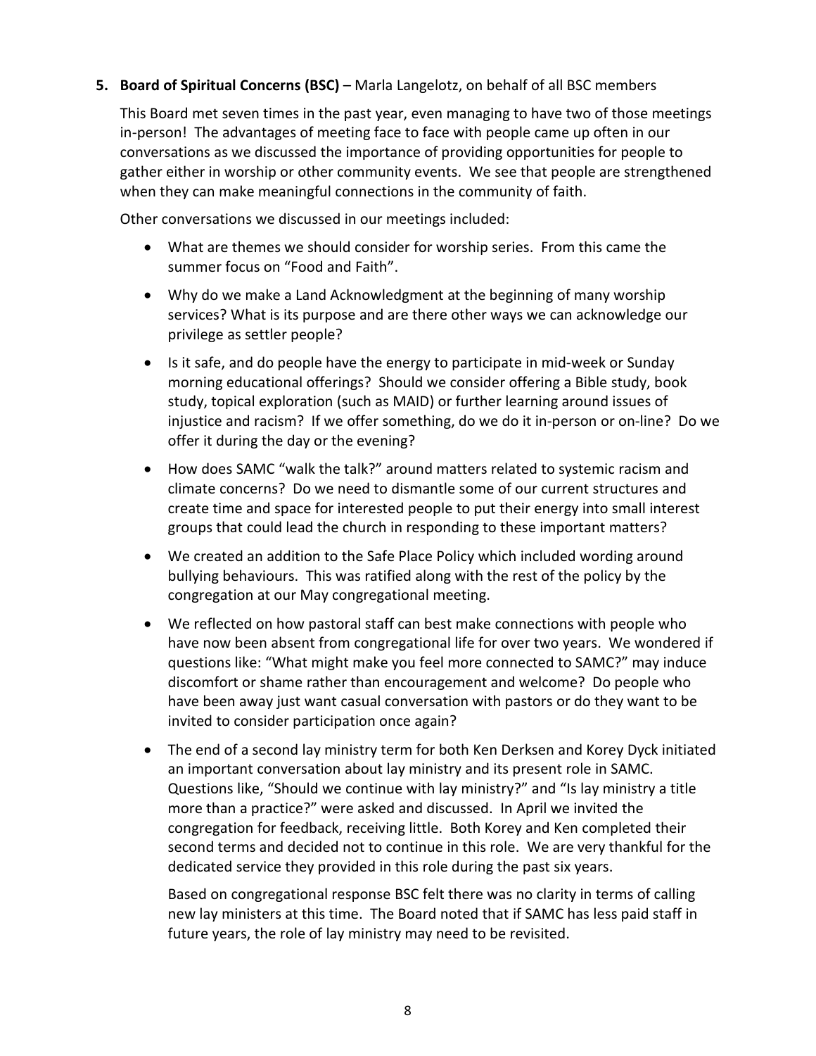5. **Board of Spiritual Concerns (BSC)** – Marla Langelotz, on behalf of all BSC members

   This Board met seven times in the past year, even managing to have two of those meetings in-person! The advantages of meeting face to face with people came up often in our conversations as we discussed the importance of providing opportunities for people to gather either in worship or other community events. We see that people are strengthened when they can make meaningful connections in the community of faith.

   Other conversations we discussed in our meetings included:

   - What are themes we should consider for worship series. From this came the summer focus on "Food and Faith".
   - Why do we make a Land Acknowledgment at the beginning of many worship services? What is its purpose and are there other ways we can acknowledge our privilege as settler people?
   - Is it safe, and do people have the energy to participate in mid-week or Sunday morning educational offerings? Should we consider offering a Bible study, book study, topical exploration (such as MAID) or further learning around issues of injustice and racism? If we offer something, do we do it in-person or on-line? Do we offer it during the day or the evening?
   - How does SAMC "walk the talk?" around matters related to systemic racism and climate concerns? Do we need to dismantle some of our current structures and create time and space for interested people to put their energy into small interest groups that could lead the church in responding to these important matters?
   - We created an addition to the Safe Place Policy which included wording around bullying behaviours. This was ratified along with the rest of the policy by the congregation at our May congregational meeting.
   - We reflected on how pastoral staff can best make connections with people who have now been absent from congregational life for over two years. We wondered if questions like: "What might make you feel more connected to SAMC?" may induce discomfort or shame rather than encouragement and welcome? Do people who have been away just want casual conversation with pastors or do they want to be invited to consider participation once again?
   - The end of a second lay ministry term for both Ken Derksen and Korey Dyck initiated an important conversation about lay ministry and its present role in SAMC. Questions like, "Should we continue with lay ministry?" and "Is lay ministry a title more than a practice?" were asked and discussed. In April we invited the congregation for feedback, receiving little. Both Korey and Ken completed their second terms and decided not to continue in this role. We are very thankful for the dedicated service they provided in this role during the past six years.

     Based on congregational response BSC felt there was no clarity in terms of calling new lay ministers at this time. The Board noted that if SAMC has less paid staff in future years, the role of lay ministry may need to be revisited.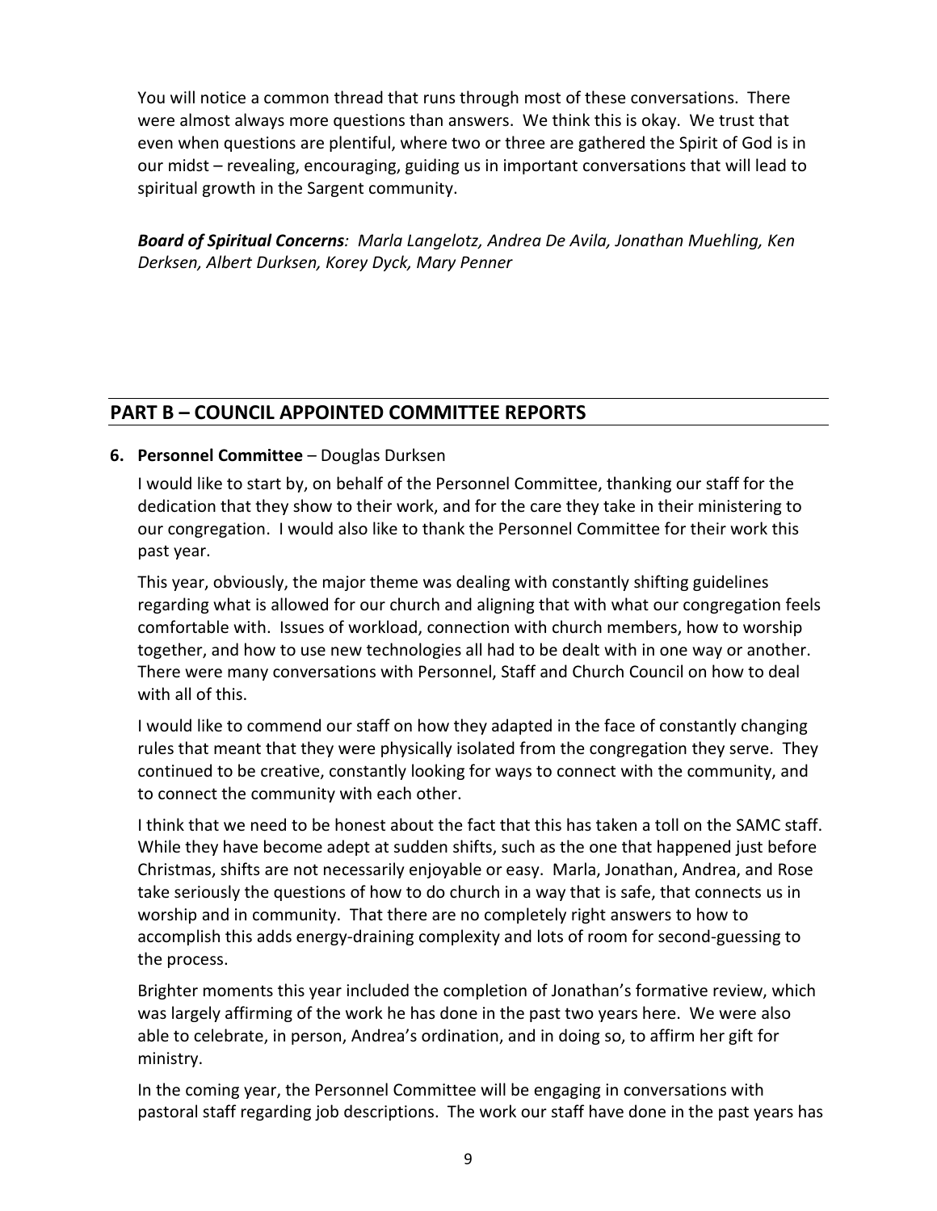You will notice a common thread that runs through most of these conversations. There were almost always more questions than answers. We think this is okay. We trust that even when questions are plentiful, where two or three are gathered the Spirit of God is in our midst – revealing, encouraging, guiding us in important conversations that will lead to spiritual growth in the Sargent community.

***Board of Spiritual Concerns****: Marla Langelotz, Andrea De Avila, Jonathan Muehling, Ken Derksen, Albert Durksen, Korey Dyck, Mary Penner*

## PART B – COUNCIL APPOINTED COMMITTEE REPORTS

**6. Personnel Committee** – Douglas Durksen

I would like to start by, on behalf of the Personnel Committee, thanking our staff for the dedication that they show to their work, and for the care they take in their ministering to our congregation. I would also like to thank the Personnel Committee for their work this past year.

This year, obviously, the major theme was dealing with constantly shifting guidelines regarding what is allowed for our church and aligning that with what our congregation feels comfortable with. Issues of workload, connection with church members, how to worship together, and how to use new technologies all had to be dealt with in one way or another. There were many conversations with Personnel, Staff and Church Council on how to deal with all of this.

I would like to commend our staff on how they adapted in the face of constantly changing rules that meant that they were physically isolated from the congregation they serve. They continued to be creative, constantly looking for ways to connect with the community, and to connect the community with each other.

I think that we need to be honest about the fact that this has taken a toll on the SAMC staff. While they have become adept at sudden shifts, such as the one that happened just before Christmas, shifts are not necessarily enjoyable or easy. Marla, Jonathan, Andrea, and Rose take seriously the questions of how to do church in a way that is safe, that connects us in worship and in community. That there are no completely right answers to how to accomplish this adds energy-draining complexity and lots of room for second-guessing to the process.

Brighter moments this year included the completion of Jonathan's formative review, which was largely affirming of the work he has done in the past two years here. We were also able to celebrate, in person, Andrea's ordination, and in doing so, to affirm her gift for ministry.

In the coming year, the Personnel Committee will be engaging in conversations with pastoral staff regarding job descriptions. The work our staff have done in the past years has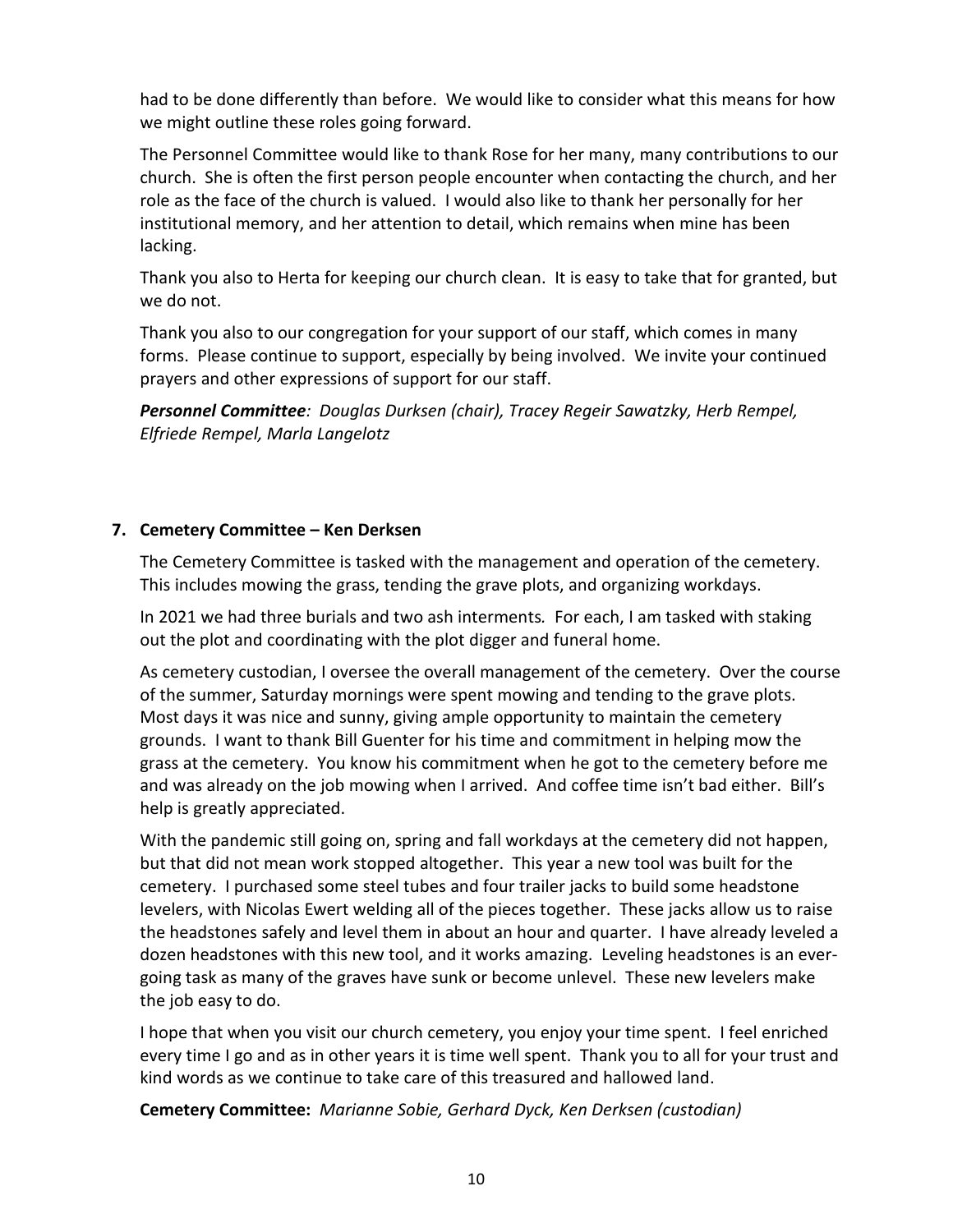had to be done differently than before. We would like to consider what this means for how we might outline these roles going forward.

The Personnel Committee would like to thank Rose for her many, many contributions to our church. She is often the first person people encounter when contacting the church, and her role as the face of the church is valued. I would also like to thank her personally for her institutional memory, and her attention to detail, which remains when mine has been lacking.

Thank you also to Herta for keeping our church clean. It is easy to take that for granted, but we do not.

Thank you also to our congregation for your support of our staff, which comes in many forms. Please continue to support, especially by being involved. We invite your continued prayers and other expressions of support for our staff.

***Personnel Committee****: Douglas Durksen (chair), Tracey Regeir Sawatzky, Herb Rempel, Elfriede Rempel, Marla Langelotz*

## 7. Cemetery Committee – Ken Derksen

The Cemetery Committee is tasked with the management and operation of the cemetery. This includes mowing the grass, tending the grave plots, and organizing workdays.

In 2021 we had three burials and two ash interments*.* For each, I am tasked with staking out the plot and coordinating with the plot digger and funeral home.

As cemetery custodian, I oversee the overall management of the cemetery. Over the course of the summer, Saturday mornings were spent mowing and tending to the grave plots. Most days it was nice and sunny, giving ample opportunity to maintain the cemetery grounds. I want to thank Bill Guenter for his time and commitment in helping mow the grass at the cemetery. You know his commitment when he got to the cemetery before me and was already on the job mowing when I arrived. And coffee time isn't bad either. Bill's help is greatly appreciated.

With the pandemic still going on, spring and fall workdays at the cemetery did not happen, but that did not mean work stopped altogether. This year a new tool was built for the cemetery. I purchased some steel tubes and four trailer jacks to build some headstone levelers, with Nicolas Ewert welding all of the pieces together. These jacks allow us to raise the headstones safely and level them in about an hour and quarter. I have already leveled a dozen headstones with this new tool, and it works amazing. Leveling headstones is an ever-going task as many of the graves have sunk or become unlevel. These new levelers make the job easy to do.

I hope that when you visit our church cemetery, you enjoy your time spent. I feel enriched every time I go and as in other years it is time well spent. Thank you to all for your trust and kind words as we continue to take care of this treasured and hallowed land.

**Cemetery Committee:** *Marianne Sobie, Gerhard Dyck, Ken Derksen (custodian)*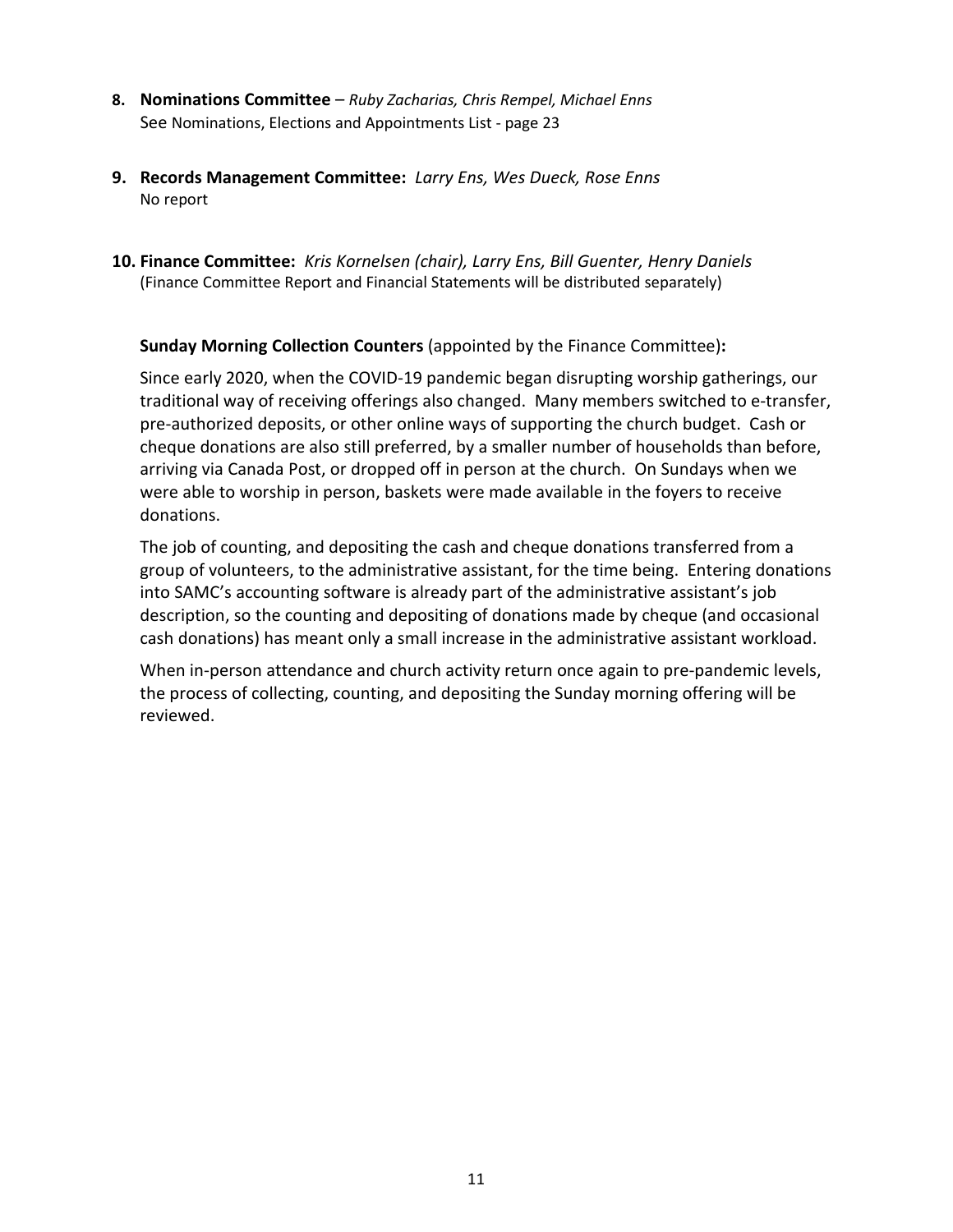**8. Nominations Committee** – *Ruby Zacharias, Chris Rempel, Michael Enns*
See Nominations, Elections and Appointments List - page 23

**9. Records Management Committee:** *Larry Ens, Wes Dueck, Rose Enns*
No report

**10. Finance Committee:** *Kris Kornelsen (chair), Larry Ens, Bill Guenter, Henry Daniels*
(Finance Committee Report and Financial Statements will be distributed separately)

**Sunday Morning Collection Counters** (appointed by the Finance Committee)**:**

Since early 2020, when the COVID-19 pandemic began disrupting worship gatherings, our traditional way of receiving offerings also changed. Many members switched to e-transfer, pre-authorized deposits, or other online ways of supporting the church budget. Cash or cheque donations are also still preferred, by a smaller number of households than before, arriving via Canada Post, or dropped off in person at the church. On Sundays when we were able to worship in person, baskets were made available in the foyers to receive donations.

The job of counting, and depositing the cash and cheque donations transferred from a group of volunteers, to the administrative assistant, for the time being. Entering donations into SAMC's accounting software is already part of the administrative assistant's job description, so the counting and depositing of donations made by cheque (and occasional cash donations) has meant only a small increase in the administrative assistant workload.

When in-person attendance and church activity return once again to pre-pandemic levels, the process of collecting, counting, and depositing the Sunday morning offering will be reviewed.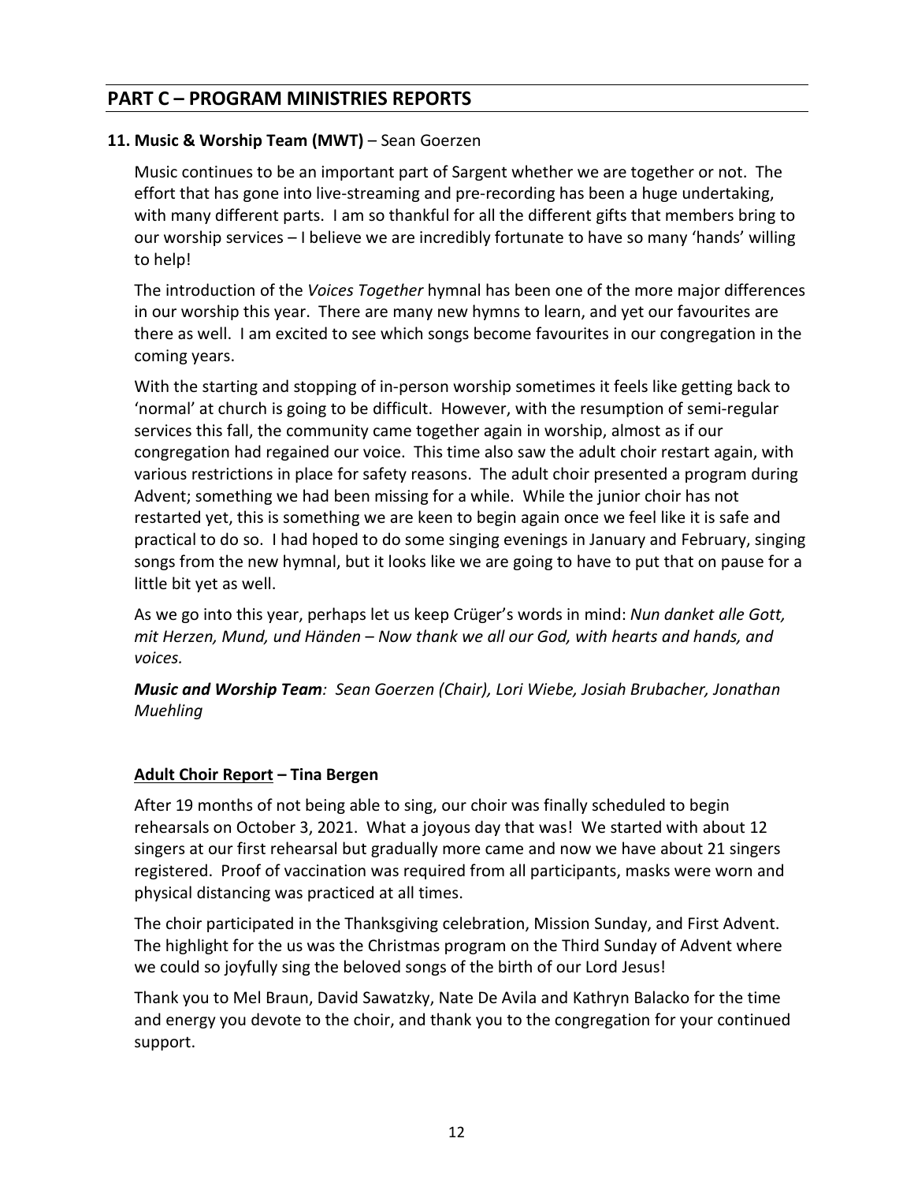## PART C – PROGRAM MINISTRIES REPORTS

### 11. Music & Worship Team (MWT) – Sean Goerzen

Music continues to be an important part of Sargent whether we are together or not. The effort that has gone into live-streaming and pre-recording has been a huge undertaking, with many different parts. I am so thankful for all the different gifts that members bring to our worship services – I believe we are incredibly fortunate to have so many 'hands' willing to help!

The introduction of the *Voices Together* hymnal has been one of the more major differences in our worship this year. There are many new hymns to learn, and yet our favourites are there as well. I am excited to see which songs become favourites in our congregation in the coming years.

With the starting and stopping of in-person worship sometimes it feels like getting back to 'normal' at church is going to be difficult. However, with the resumption of semi-regular services this fall, the community came together again in worship, almost as if our congregation had regained our voice. This time also saw the adult choir restart again, with various restrictions in place for safety reasons. The adult choir presented a program during Advent; something we had been missing for a while. While the junior choir has not restarted yet, this is something we are keen to begin again once we feel like it is safe and practical to do so. I had hoped to do some singing evenings in January and February, singing songs from the new hymnal, but it looks like we are going to have to put that on pause for a little bit yet as well.

As we go into this year, perhaps let us keep Crüger's words in mind: *Nun danket alle Gott, mit Herzen, Mund, und Händen – Now thank we all our God, with hearts and hands, and voices.*

***Music and Worship Team**: Sean Goerzen (Chair), Lori Wiebe, Josiah Brubacher, Jonathan Muehling*

**<u>Adult Choir Report</u> – Tina Bergen**

After 19 months of not being able to sing, our choir was finally scheduled to begin rehearsals on October 3, 2021. What a joyous day that was! We started with about 12 singers at our first rehearsal but gradually more came and now we have about 21 singers registered. Proof of vaccination was required from all participants, masks were worn and physical distancing was practiced at all times.

The choir participated in the Thanksgiving celebration, Mission Sunday, and First Advent. The highlight for the us was the Christmas program on the Third Sunday of Advent where we could so joyfully sing the beloved songs of the birth of our Lord Jesus!

Thank you to Mel Braun, David Sawatzky, Nate De Avila and Kathryn Balacko for the time and energy you devote to the choir, and thank you to the congregation for your continued support.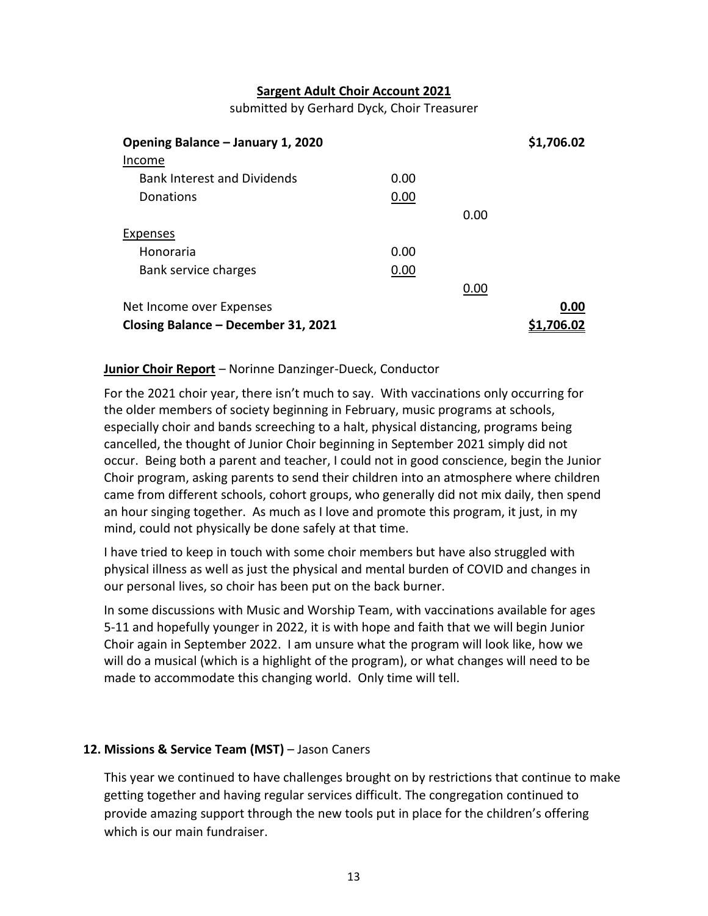**Sargent Adult Choir Account 2021**

submitted by Gerhard Dyck, Choir Treasurer

| | | | |
|---|---|---|---|
| **Opening Balance – January 1, 2020** | | | **$1,706.02** |
| Income | | | |
| Bank Interest and Dividends | 0.00 | | |
| Donations | 0.00 | | |
| | | 0.00 | |
| Expenses | | | |
| Honoraria | 0.00 | | |
| Bank service charges | 0.00 | | |
| | | 0.00 | |
| Net Income over Expenses | | | **0.00** |
| **Closing Balance – December 31, 2021** | | | **$1,706.02** |

**Junior Choir Report** – Norinne Danzinger-Dueck, Conductor

For the 2021 choir year, there isn't much to say. With vaccinations only occurring for the older members of society beginning in February, music programs at schools, especially choir and bands screeching to a halt, physical distancing, programs being cancelled, the thought of Junior Choir beginning in September 2021 simply did not occur. Being both a parent and teacher, I could not in good conscience, begin the Junior Choir program, asking parents to send their children into an atmosphere where children came from different schools, cohort groups, who generally did not mix daily, then spend an hour singing together. As much as I love and promote this program, it just, in my mind, could not physically be done safely at that time.

I have tried to keep in touch with some choir members but have also struggled with physical illness as well as just the physical and mental burden of COVID and changes in our personal lives, so choir has been put on the back burner.

In some discussions with Music and Worship Team, with vaccinations available for ages 5-11 and hopefully younger in 2022, it is with hope and faith that we will begin Junior Choir again in September 2022. I am unsure what the program will look like, how we will do a musical (which is a highlight of the program), or what changes will need to be made to accommodate this changing world. Only time will tell.

## 12. Missions & Service Team (MST) – Jason Caners

This year we continued to have challenges brought on by restrictions that continue to make getting together and having regular services difficult. The congregation continued to provide amazing support through the new tools put in place for the children's offering which is our main fundraiser.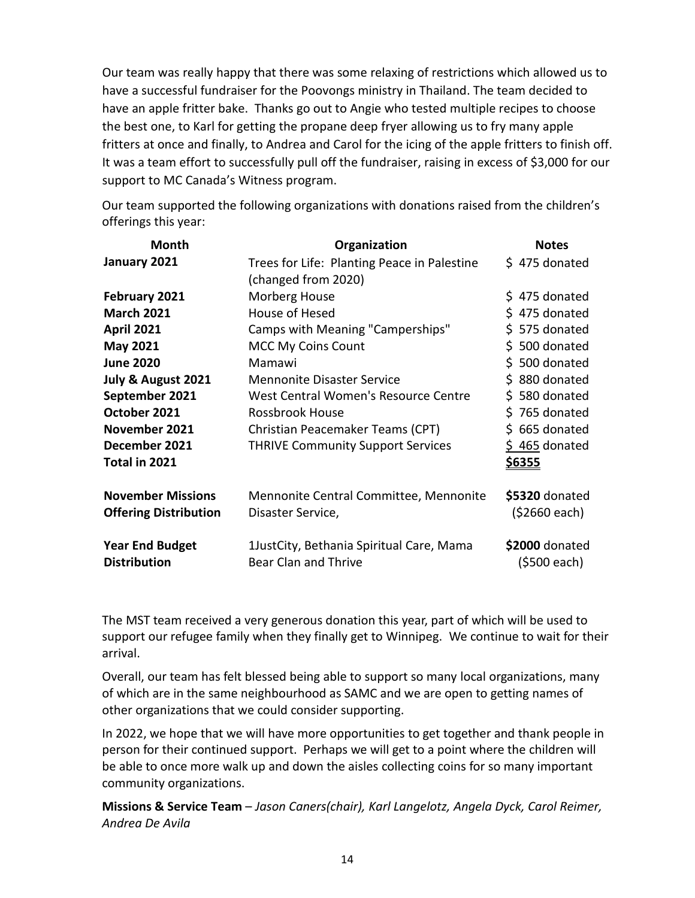Our team was really happy that there was some relaxing of restrictions which allowed us to have a successful fundraiser for the Poovongs ministry in Thailand. The team decided to have an apple fritter bake. Thanks go out to Angie who tested multiple recipes to choose the best one, to Karl for getting the propane deep fryer allowing us to fry many apple fritters at once and finally, to Andrea and Carol for the icing of the apple fritters to finish off. It was a team effort to successfully pull off the fundraiser, raising in excess of $3,000 for our support to MC Canada's Witness program.

Our team supported the following organizations with donations raised from the children's offerings this year:

| Month | Organization | Notes |
|---|---|---|
| **January 2021** | Trees for Life: Planting Peace in Palestine (changed from 2020) | $ 475 donated |
| **February 2021** | Morberg House | $ 475 donated |
| **March 2021** | House of Hesed | $ 475 donated |
| **April 2021** | Camps with Meaning "Camperships" | $ 575 donated |
| **May 2021** | MCC My Coins Count | $ 500 donated |
| **June 2020** | Mamawi | $ 500 donated |
| **July & August 2021** | Mennonite Disaster Service | $ 880 donated |
| **September 2021** | West Central Women's Resource Centre | $ 580 donated |
| **October 2021** | Rossbrook House | $ 765 donated |
| **November 2021** | Christian Peacemaker Teams (CPT) | $ 665 donated |
| **December 2021** | THRIVE Community Support Services | $ 465 donated |
| **Total in 2021** | | **$6355** |
| **November Missions Offering Distribution** | Mennonite Central Committee, Mennonite Disaster Service, | **$5320** donated ($2660 each) |
| **Year End Budget Distribution** | 1JustCity, Bethania Spiritual Care, Mama Bear Clan and Thrive | **$2000** donated ($500 each) |

The MST team received a very generous donation this year, part of which will be used to support our refugee family when they finally get to Winnipeg. We continue to wait for their arrival.

Overall, our team has felt blessed being able to support so many local organizations, many of which are in the same neighbourhood as SAMC and we are open to getting names of other organizations that we could consider supporting.

In 2022, we hope that we will have more opportunities to get together and thank people in person for their continued support. Perhaps we will get to a point where the children will be able to once more walk up and down the aisles collecting coins for so many important community organizations.

**Missions & Service Team** – *Jason Caners(chair), Karl Langelotz, Angela Dyck, Carol Reimer, Andrea De Avila*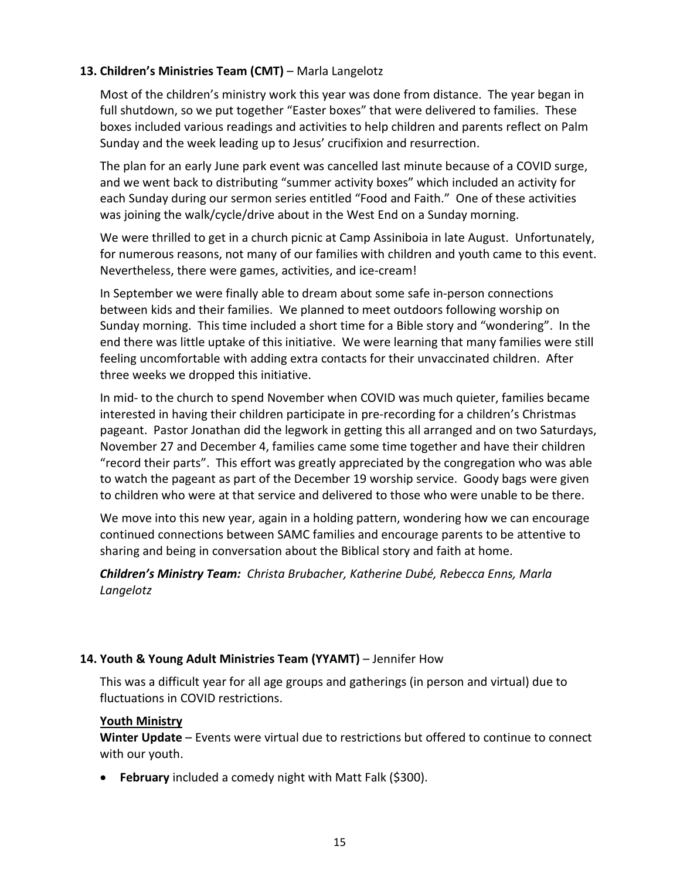### 13. Children's Ministries Team (CMT) – Marla Langelotz

Most of the children's ministry work this year was done from distance. The year began in full shutdown, so we put together "Easter boxes" that were delivered to families. These boxes included various readings and activities to help children and parents reflect on Palm Sunday and the week leading up to Jesus' crucifixion and resurrection.

The plan for an early June park event was cancelled last minute because of a COVID surge, and we went back to distributing "summer activity boxes" which included an activity for each Sunday during our sermon series entitled "Food and Faith." One of these activities was joining the walk/cycle/drive about in the West End on a Sunday morning.

We were thrilled to get in a church picnic at Camp Assiniboia in late August. Unfortunately, for numerous reasons, not many of our families with children and youth came to this event. Nevertheless, there were games, activities, and ice-cream!

In September we were finally able to dream about some safe in-person connections between kids and their families. We planned to meet outdoors following worship on Sunday morning. This time included a short time for a Bible story and "wondering". In the end there was little uptake of this initiative. We were learning that many families were still feeling uncomfortable with adding extra contacts for their unvaccinated children. After three weeks we dropped this initiative.

In mid- to the church to spend November when COVID was much quieter, families became interested in having their children participate in pre-recording for a children's Christmas pageant. Pastor Jonathan did the legwork in getting this all arranged and on two Saturdays, November 27 and December 4, families came some time together and have their children "record their parts". This effort was greatly appreciated by the congregation who was able to watch the pageant as part of the December 19 worship service. Goody bags were given to children who were at that service and delivered to those who were unable to be there.

We move into this new year, again in a holding pattern, wondering how we can encourage continued connections between SAMC families and encourage parents to be attentive to sharing and being in conversation about the Biblical story and faith at home.

***Children's Ministry Team:*** *Christa Brubacher, Katherine Dubé, Rebecca Enns, Marla Langelotz*

### 14. Youth & Young Adult Ministries Team (YYAMT) – Jennifer How

This was a difficult year for all age groups and gatherings (in person and virtual) due to fluctuations in COVID restrictions.

**Youth Ministry**

**Winter Update** – Events were virtual due to restrictions but offered to continue to connect with our youth.

- **February** included a comedy night with Matt Falk ($300).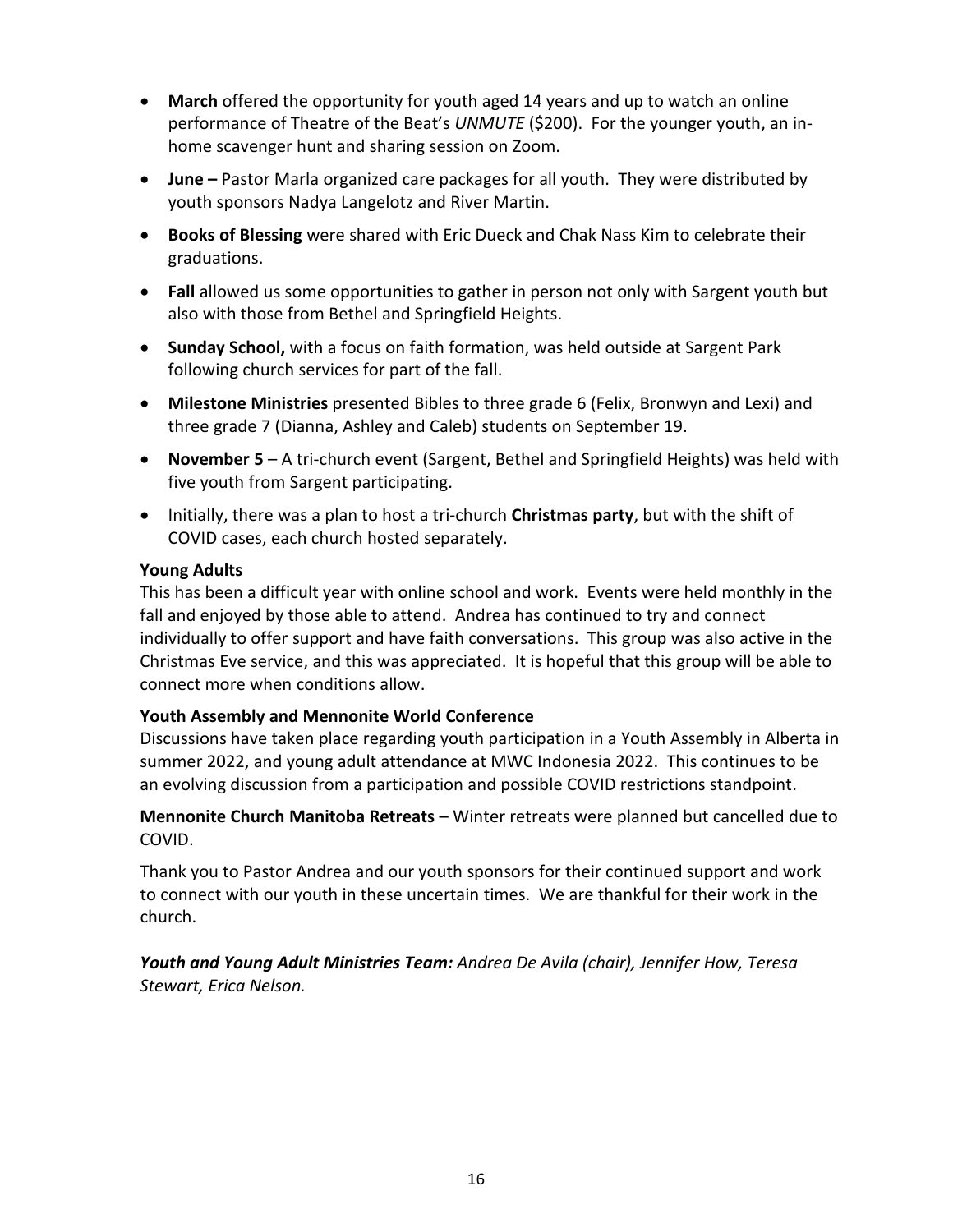- **March** offered the opportunity for youth aged 14 years and up to watch an online performance of Theatre of the Beat's *UNMUTE* ($200). For the younger youth, an in-home scavenger hunt and sharing session on Zoom.
- **June –** Pastor Marla organized care packages for all youth. They were distributed by youth sponsors Nadya Langelotz and River Martin.
- **Books of Blessing** were shared with Eric Dueck and Chak Nass Kim to celebrate their graduations.
- **Fall** allowed us some opportunities to gather in person not only with Sargent youth but also with those from Bethel and Springfield Heights.
- **Sunday School,** with a focus on faith formation, was held outside at Sargent Park following church services for part of the fall.
- **Milestone Ministries** presented Bibles to three grade 6 (Felix, Bronwyn and Lexi) and three grade 7 (Dianna, Ashley and Caleb) students on September 19.
- **November 5** – A tri-church event (Sargent, Bethel and Springfield Heights) was held with five youth from Sargent participating.
- Initially, there was a plan to host a tri-church **Christmas party**, but with the shift of COVID cases, each church hosted separately.

**Young Adults**

This has been a difficult year with online school and work. Events were held monthly in the fall and enjoyed by those able to attend. Andrea has continued to try and connect individually to offer support and have faith conversations. This group was also active in the Christmas Eve service, and this was appreciated. It is hopeful that this group will be able to connect more when conditions allow.

**Youth Assembly and Mennonite World Conference**

Discussions have taken place regarding youth participation in a Youth Assembly in Alberta in summer 2022, and young adult attendance at MWC Indonesia 2022. This continues to be an evolving discussion from a participation and possible COVID restrictions standpoint.

**Mennonite Church Manitoba Retreats** – Winter retreats were planned but cancelled due to COVID.

Thank you to Pastor Andrea and our youth sponsors for their continued support and work to connect with our youth in these uncertain times. We are thankful for their work in the church.

***Youth and Young Adult Ministries Team:*** *Andrea De Avila (chair), Jennifer How, Teresa Stewart, Erica Nelson.*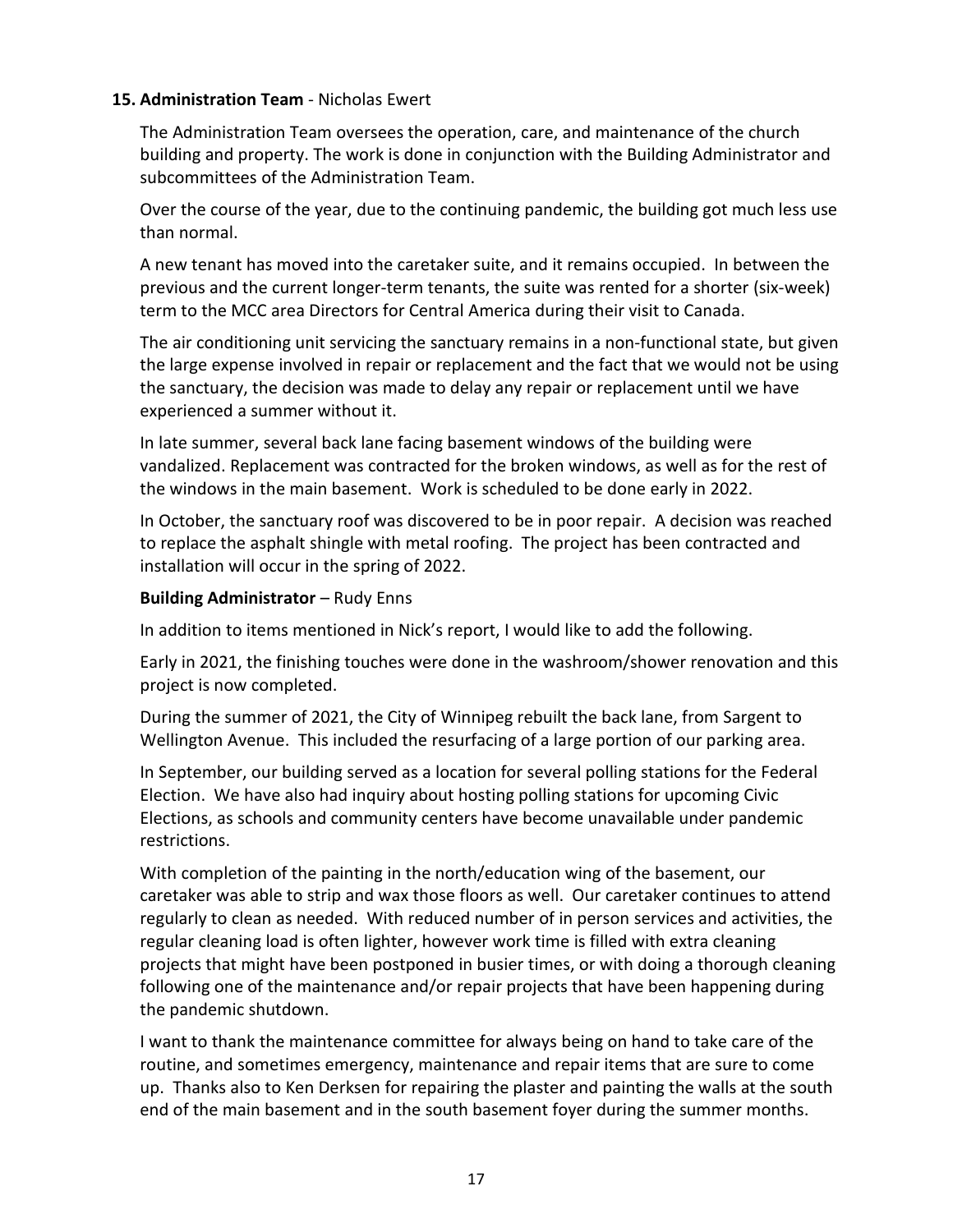## 15. Administration Team - Nicholas Ewert

The Administration Team oversees the operation, care, and maintenance of the church building and property. The work is done in conjunction with the Building Administrator and subcommittees of the Administration Team.

Over the course of the year, due to the continuing pandemic, the building got much less use than normal.

A new tenant has moved into the caretaker suite, and it remains occupied. In between the previous and the current longer-term tenants, the suite was rented for a shorter (six-week) term to the MCC area Directors for Central America during their visit to Canada.

The air conditioning unit servicing the sanctuary remains in a non-functional state, but given the large expense involved in repair or replacement and the fact that we would not be using the sanctuary, the decision was made to delay any repair or replacement until we have experienced a summer without it.

In late summer, several back lane facing basement windows of the building were vandalized. Replacement was contracted for the broken windows, as well as for the rest of the windows in the main basement. Work is scheduled to be done early in 2022.

In October, the sanctuary roof was discovered to be in poor repair. A decision was reached to replace the asphalt shingle with metal roofing. The project has been contracted and installation will occur in the spring of 2022.

**Building Administrator** – Rudy Enns

In addition to items mentioned in Nick's report, I would like to add the following.

Early in 2021, the finishing touches were done in the washroom/shower renovation and this project is now completed.

During the summer of 2021, the City of Winnipeg rebuilt the back lane, from Sargent to Wellington Avenue. This included the resurfacing of a large portion of our parking area.

In September, our building served as a location for several polling stations for the Federal Election. We have also had inquiry about hosting polling stations for upcoming Civic Elections, as schools and community centers have become unavailable under pandemic restrictions.

With completion of the painting in the north/education wing of the basement, our caretaker was able to strip and wax those floors as well. Our caretaker continues to attend regularly to clean as needed. With reduced number of in person services and activities, the regular cleaning load is often lighter, however work time is filled with extra cleaning projects that might have been postponed in busier times, or with doing a thorough cleaning following one of the maintenance and/or repair projects that have been happening during the pandemic shutdown.

I want to thank the maintenance committee for always being on hand to take care of the routine, and sometimes emergency, maintenance and repair items that are sure to come up. Thanks also to Ken Derksen for repairing the plaster and painting the walls at the south end of the main basement and in the south basement foyer during the summer months.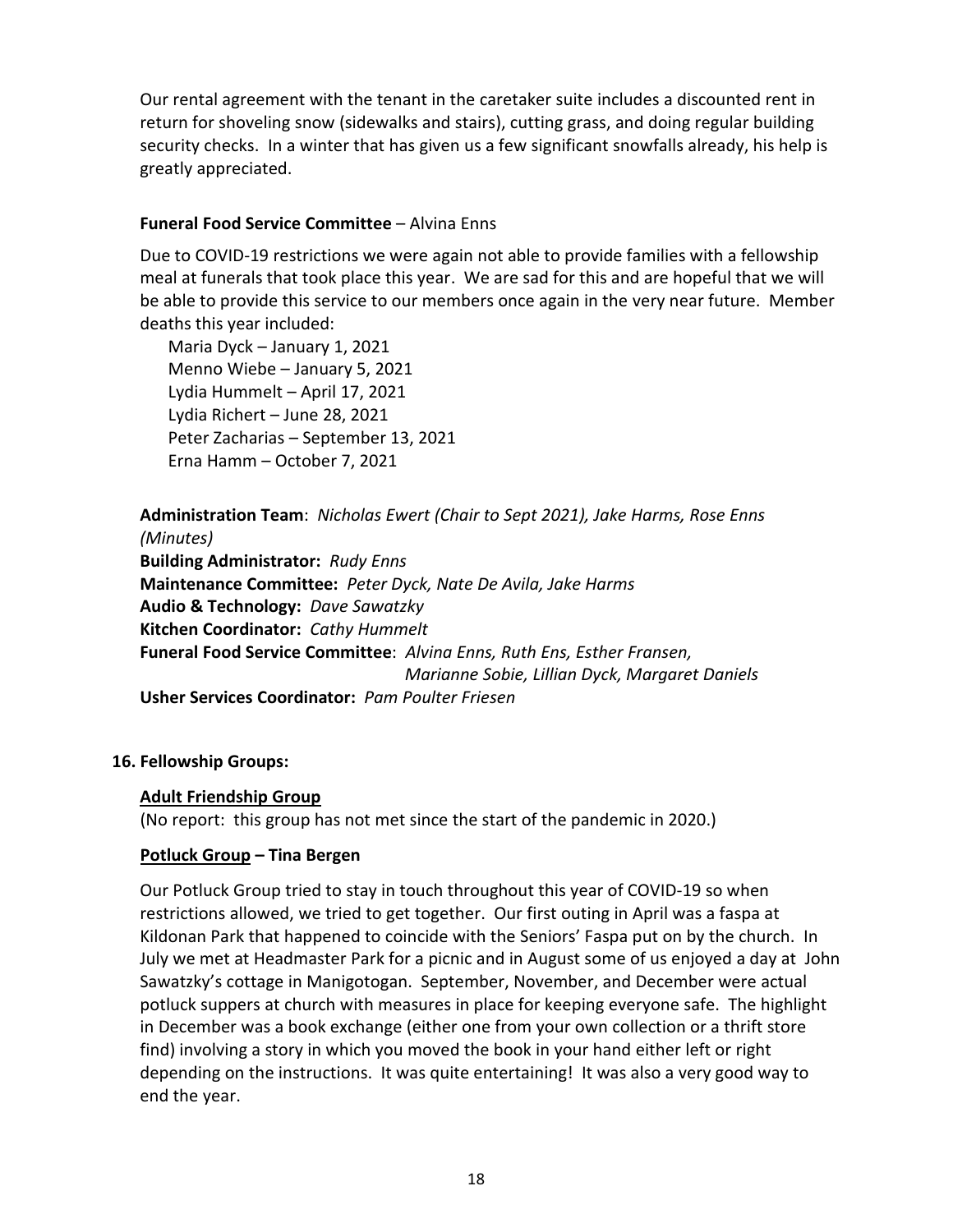Our rental agreement with the tenant in the caretaker suite includes a discounted rent in return for shoveling snow (sidewalks and stairs), cutting grass, and doing regular building security checks. In a winter that has given us a few significant snowfalls already, his help is greatly appreciated.

**Funeral Food Service Committee** – Alvina Enns

Due to COVID-19 restrictions we were again not able to provide families with a fellowship meal at funerals that took place this year. We are sad for this and are hopeful that we will be able to provide this service to our members once again in the very near future. Member deaths this year included:

Maria Dyck – January 1, 2021
Menno Wiebe – January 5, 2021
Lydia Hummelt – April 17, 2021
Lydia Richert – June 28, 2021
Peter Zacharias – September 13, 2021
Erna Hamm – October 7, 2021

**Administration Team**: *Nicholas Ewert (Chair to Sept 2021), Jake Harms, Rose Enns (Minutes)*
**Building Administrator:** *Rudy Enns*
**Maintenance Committee:** *Peter Dyck, Nate De Avila, Jake Harms*
**Audio & Technology:** *Dave Sawatzky*
**Kitchen Coordinator:** *Cathy Hummelt*
**Funeral Food Service Committee**: *Alvina Enns, Ruth Ens, Esther Fransen, Marianne Sobie, Lillian Dyck, Margaret Daniels*
**Usher Services Coordinator:** *Pam Poulter Friesen*

## 16. Fellowship Groups:

### Adult Friendship Group

(No report: this group has not met since the start of the pandemic in 2020.)

### Potluck Group – Tina Bergen

Our Potluck Group tried to stay in touch throughout this year of COVID-19 so when restrictions allowed, we tried to get together. Our first outing in April was a faspa at Kildonan Park that happened to coincide with the Seniors' Faspa put on by the church. In July we met at Headmaster Park for a picnic and in August some of us enjoyed a day at John Sawatzky's cottage in Manigotogan. September, November, and December were actual potluck suppers at church with measures in place for keeping everyone safe. The highlight in December was a book exchange (either one from your own collection or a thrift store find) involving a story in which you moved the book in your hand either left or right depending on the instructions. It was quite entertaining! It was also a very good way to end the year.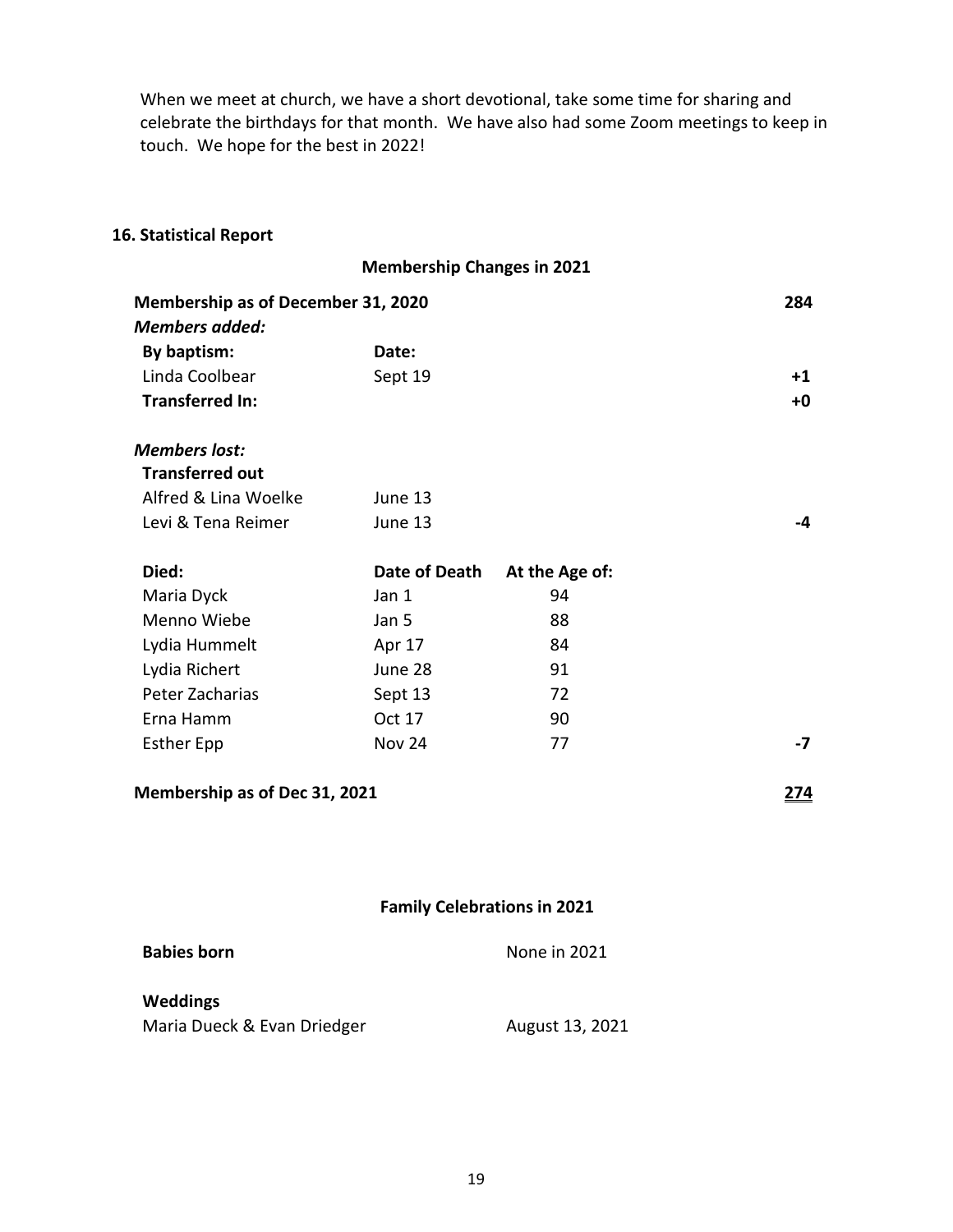When we meet at church, we have a short devotional, take some time for sharing and celebrate the birthdays for that month. We have also had some Zoom meetings to keep in touch. We hope for the best in 2022!

### 16. Statistical Report

**Membership Changes in 2021**

| **Membership as of December 31, 2020** | | | **284** |
|---|---|---|---|
| ***Members added:*** | | | |
| **By baptism:** | **Date:** | | |
| Linda Coolbear | Sept 19 | | **+1** |
| **Transferred In:** | | | **+0** |
| | | | |
| ***Members lost:*** | | | |
| **Transferred out** | | | |
| Alfred & Lina Woelke | June 13 | | |
| Levi & Tena Reimer | June 13 | | **-4** |
| | | | |
| **Died:** | **Date of Death** | **At the Age of:** | |
| Maria Dyck | Jan 1 | 94 | |
| Menno Wiebe | Jan 5 | 88 | |
| Lydia Hummelt | Apr 17 | 84 | |
| Lydia Richert | June 28 | 91 | |
| Peter Zacharias | Sept 13 | 72 | |
| Erna Hamm | Oct 17 | 90 | |
| Esther Epp | Nov 24 | 77 | **-7** |
| | | | |
| **Membership as of Dec 31, 2021** | | | **274** |

**Family Celebrations in 2021**

| | |
|---|---|
| **Babies born** | None in 2021 |
| **Weddings** | |
| Maria Dueck & Evan Driedger | August 13, 2021 |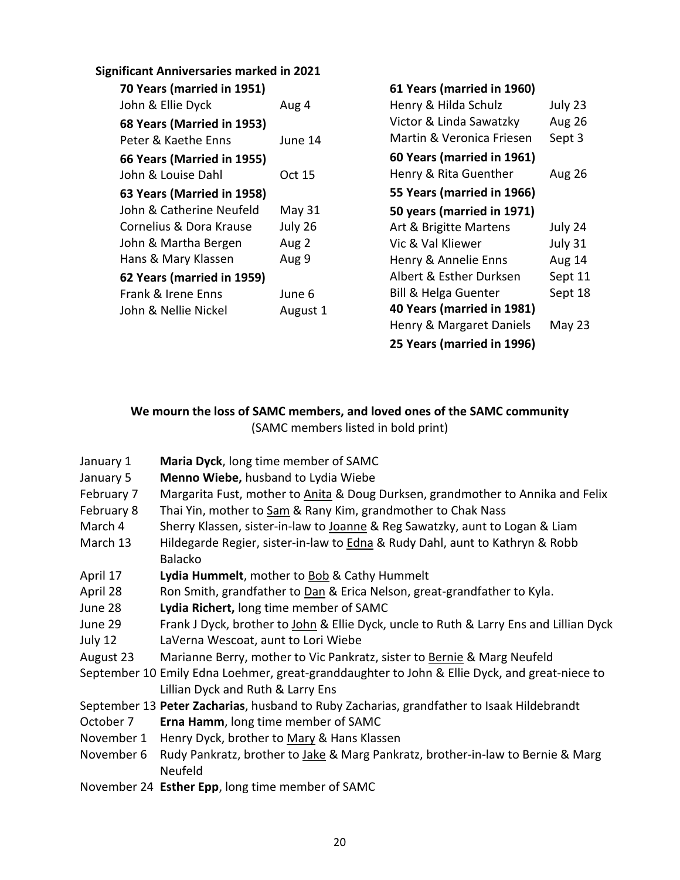## Significant Anniversaries marked in 2021

**70 Years (married in 1951)**

| | |
|---|---|
| John & Ellie Dyck | Aug 4 |

**68 Years (Married in 1953)**

| | |
|---|---|
| Peter & Kaethe Enns | June 14 |

**66 Years (Married in 1955)**

| | |
|---|---|
| John & Louise Dahl | Oct 15 |

**63 Years (Married in 1958)**

| | |
|---|---|
| John & Catherine Neufeld | May 31 |
| Cornelius & Dora Krause | July 26 |
| John & Martha Bergen | Aug 2 |
| Hans & Mary Klassen | Aug 9 |

**62 Years (married in 1959)**

| | |
|---|---|
| Frank & Irene Enns | June 6 |
| John & Nellie Nickel | August 1 |

**61 Years (married in 1960)**

| | |
|---|---|
| Henry & Hilda Schulz | July 23 |
| Victor & Linda Sawatzky | Aug 26 |
| Martin & Veronica Friesen | Sept 3 |

**60 Years (married in 1961)**

| | |
|---|---|
| Henry & Rita Guenther | Aug 26 |

**55 Years (married in 1966)**

**50 years (married in 1971)**

| | |
|---|---|
| Art & Brigitte Martens | July 24 |
| Vic & Val Kliewer | July 31 |
| Henry & Annelie Enns | Aug 14 |
| Albert & Esther Durksen | Sept 11 |
| Bill & Helga Guenter | Sept 18 |

**40 Years (married in 1981)**

| | |
|---|---|
| Henry & Margaret Daniels | May 23 |

**25 Years (married in 1996)**

## We mourn the loss of SAMC members, and loved ones of the SAMC community

(SAMC members listed in bold print)

| | |
|---|---|
| January 1 | **Maria Dyck**, long time member of SAMC |
| January 5 | **Menno Wiebe,** husband to Lydia Wiebe |
| February 7 | Margarita Fust, mother to Anita & Doug Durksen, grandmother to Annika and Felix |
| February 8 | Thai Yin, mother to Sam & Rany Kim, grandmother to Chak Nass |
| March 4 | Sherry Klassen, sister-in-law to Joanne & Reg Sawatzky, aunt to Logan & Liam |
| March 13 | Hildegarde Regier, sister-in-law to Edna & Rudy Dahl, aunt to Kathryn & Robb Balacko |
| April 17 | **Lydia Hummelt**, mother to Bob & Cathy Hummelt |
| April 28 | Ron Smith, grandfather to Dan & Erica Nelson, great-grandfather to Kyla. |
| June 28 | **Lydia Richert,** long time member of SAMC |
| June 29 | Frank J Dyck, brother to John & Ellie Dyck, uncle to Ruth & Larry Ens and Lillian Dyck |
| July 12 | LaVerna Wescoat, aunt to Lori Wiebe |
| August 23 | Marianne Berry, mother to Vic Pankratz, sister to Bernie & Marg Neufeld |
| September 10 | Emily Edna Loehmer, great-granddaughter to John & Ellie Dyck, and great-niece to Lillian Dyck and Ruth & Larry Ens |
| September 13 | **Peter Zacharias**, husband to Ruby Zacharias, grandfather to Isaak Hildebrandt |
| October 7 | **Erna Hamm**, long time member of SAMC |
| November 1 | Henry Dyck, brother to Mary & Hans Klassen |
| November 6 | Rudy Pankratz, brother to Jake & Marg Pankratz, brother-in-law to Bernie & Marg Neufeld |
| November 24 | **Esther Epp**, long time member of SAMC |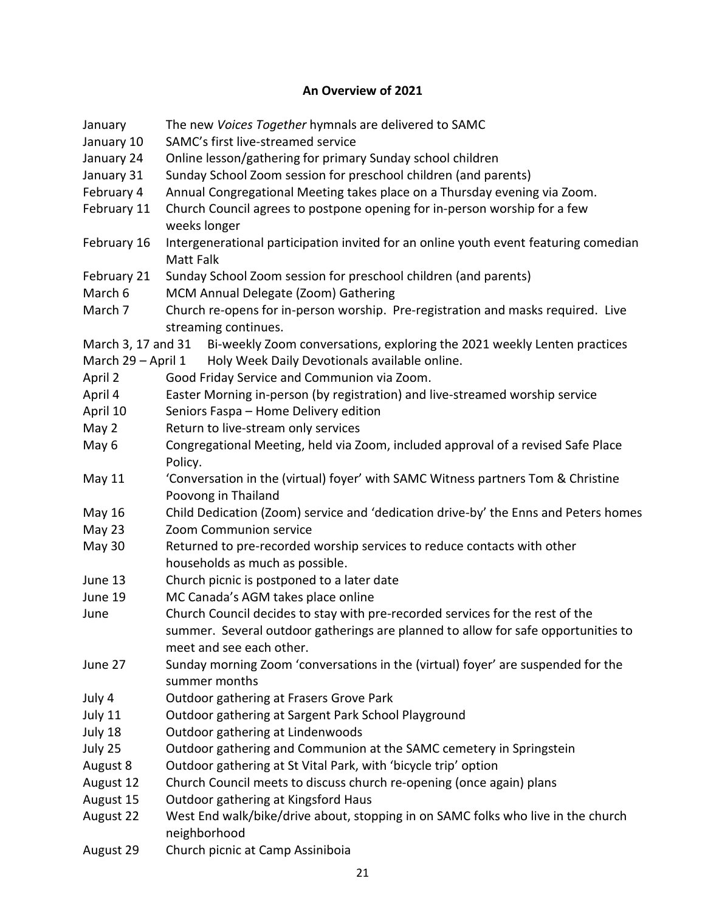## An Overview of 2021

| | |
|---|---|
| January | The new *Voices Together* hymnals are delivered to SAMC |
| January 10 | SAMC's first live-streamed service |
| January 24 | Online lesson/gathering for primary Sunday school children |
| January 31 | Sunday School Zoom session for preschool children (and parents) |
| February 4 | Annual Congregational Meeting takes place on a Thursday evening via Zoom. |
| February 11 | Church Council agrees to postpone opening for in-person worship for a few weeks longer |
| February 16 | Intergenerational participation invited for an online youth event featuring comedian Matt Falk |
| February 21 | Sunday School Zoom session for preschool children (and parents) |
| March 6 | MCM Annual Delegate (Zoom) Gathering |
| March 7 | Church re-opens for in-person worship. Pre-registration and masks required. Live streaming continues. |
| March 3, 17 and 31 | Bi-weekly Zoom conversations, exploring the 2021 weekly Lenten practices |
| March 29 – April 1 | Holy Week Daily Devotionals available online. |
| April 2 | Good Friday Service and Communion via Zoom. |
| April 4 | Easter Morning in-person (by registration) and live-streamed worship service |
| April 10 | Seniors Faspa – Home Delivery edition |
| May 2 | Return to live-stream only services |
| May 6 | Congregational Meeting, held via Zoom, included approval of a revised Safe Place Policy. |
| May 11 | 'Conversation in the (virtual) foyer' with SAMC Witness partners Tom & Christine Poovong in Thailand |
| May 16 | Child Dedication (Zoom) service and 'dedication drive-by' the Enns and Peters homes |
| May 23 | Zoom Communion service |
| May 30 | Returned to pre-recorded worship services to reduce contacts with other households as much as possible. |
| June 13 | Church picnic is postponed to a later date |
| June 19 | MC Canada's AGM takes place online |
| June | Church Council decides to stay with pre-recorded services for the rest of the summer. Several outdoor gatherings are planned to allow for safe opportunities to meet and see each other. |
| June 27 | Sunday morning Zoom 'conversations in the (virtual) foyer' are suspended for the summer months |
| July 4 | Outdoor gathering at Frasers Grove Park |
| July 11 | Outdoor gathering at Sargent Park School Playground |
| July 18 | Outdoor gathering at Lindenwoods |
| July 25 | Outdoor gathering and Communion at the SAMC cemetery in Springstein |
| August 8 | Outdoor gathering at St Vital Park, with 'bicycle trip' option |
| August 12 | Church Council meets to discuss church re-opening (once again) plans |
| August 15 | Outdoor gathering at Kingsford Haus |
| August 22 | West End walk/bike/drive about, stopping in on SAMC folks who live in the church neighborhood |
| August 29 | Church picnic at Camp Assiniboia |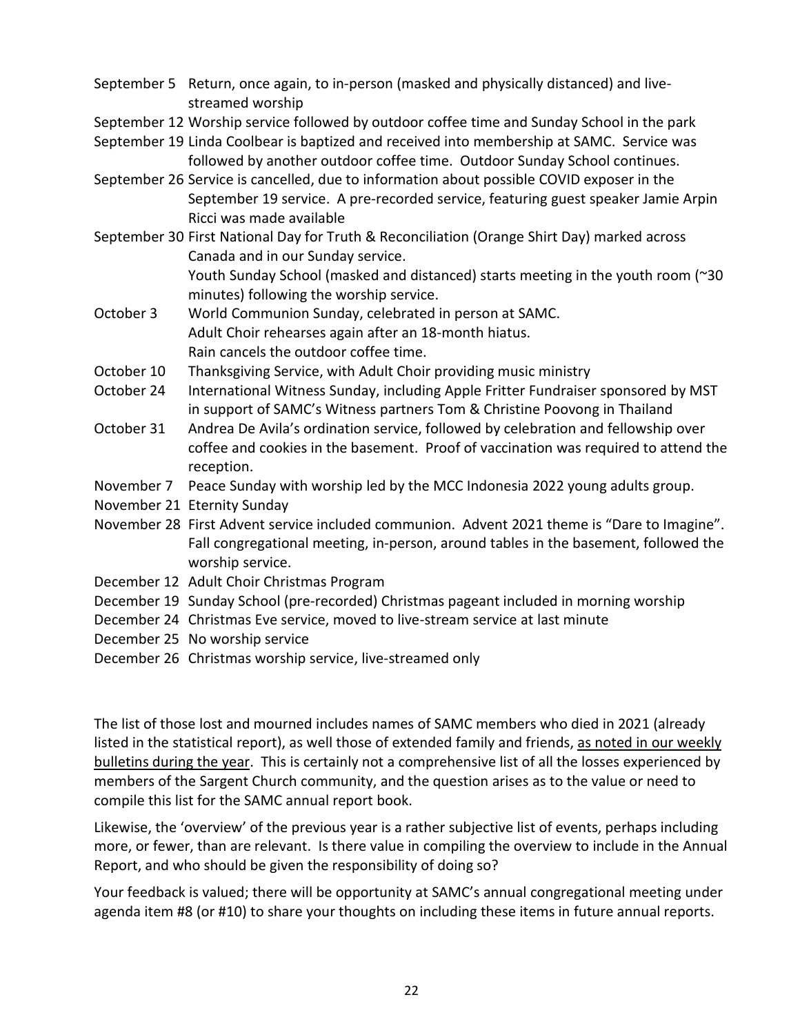September 5 Return, once again, to in-person (masked and physically distanced) and live-streamed worship

September 12 Worship service followed by outdoor coffee time and Sunday School in the park

September 19 Linda Coolbear is baptized and received into membership at SAMC. Service was followed by another outdoor coffee time. Outdoor Sunday School continues.

September 26 Service is cancelled, due to information about possible COVID exposer in the September 19 service. A pre-recorded service, featuring guest speaker Jamie Arpin Ricci was made available

September 30 First National Day for Truth & Reconciliation (Orange Shirt Day) marked across Canada and in our Sunday service.
Youth Sunday School (masked and distanced) starts meeting in the youth room (~30 minutes) following the worship service.

October 3 World Communion Sunday, celebrated in person at SAMC.
Adult Choir rehearses again after an 18-month hiatus.
Rain cancels the outdoor coffee time.

October 10 Thanksgiving Service, with Adult Choir providing music ministry

October 24 International Witness Sunday, including Apple Fritter Fundraiser sponsored by MST in support of SAMC's Witness partners Tom & Christine Poovong in Thailand

October 31 Andrea De Avila's ordination service, followed by celebration and fellowship over coffee and cookies in the basement. Proof of vaccination was required to attend the reception.

November 7 Peace Sunday with worship led by the MCC Indonesia 2022 young adults group.

November 21 Eternity Sunday

November 28 First Advent service included communion. Advent 2021 theme is "Dare to Imagine".
Fall congregational meeting, in-person, around tables in the basement, followed the worship service.

December 12 Adult Choir Christmas Program

December 19 Sunday School (pre-recorded) Christmas pageant included in morning worship

December 24 Christmas Eve service, moved to live-stream service at last minute

December 25 No worship service

December 26 Christmas worship service, live-streamed only

The list of those lost and mourned includes names of SAMC members who died in 2021 (already listed in the statistical report), as well those of extended family and friends, <u>as noted in our weekly bulletins during the year</u>. This is certainly not a comprehensive list of all the losses experienced by members of the Sargent Church community, and the question arises as to the value or need to compile this list for the SAMC annual report book.

Likewise, the 'overview' of the previous year is a rather subjective list of events, perhaps including more, or fewer, than are relevant. Is there value in compiling the overview to include in the Annual Report, and who should be given the responsibility of doing so?

Your feedback is valued; there will be opportunity at SAMC's annual congregational meeting under agenda item #8 (or #10) to share your thoughts on including these items in future annual reports.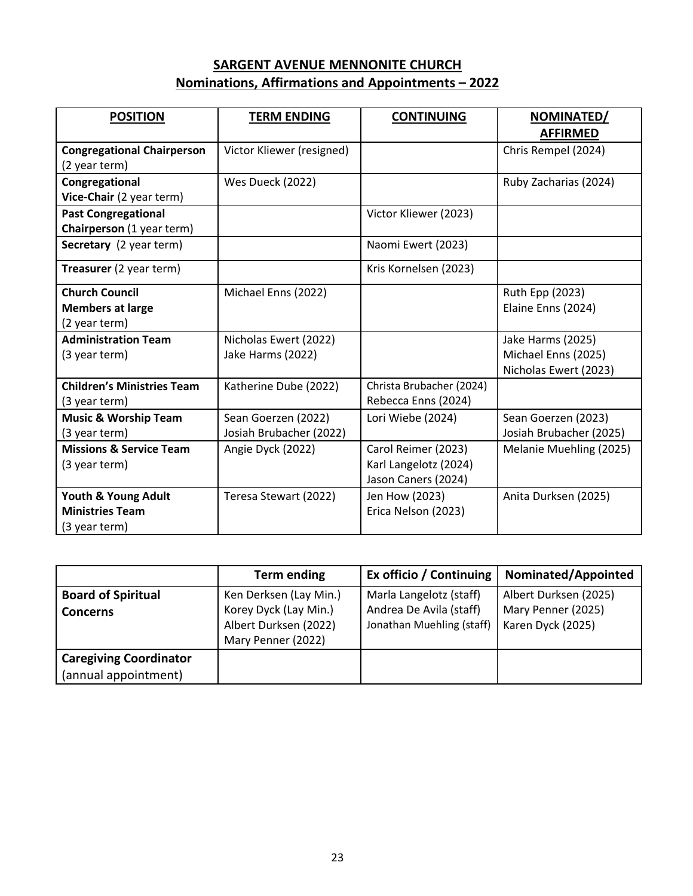# SARGENT AVENUE MENNONITE CHURCH

## Nominations, Affirmations and Appointments – 2022

| POSITION | TERM ENDING | CONTINUING | NOMINATED/ AFFIRMED |
|---|---|---|---|
| **Congregational Chairperson** (2 year term) | Victor Kliewer (resigned) | | Chris Rempel (2024) |
| **Congregational Vice-Chair** (2 year term) | Wes Dueck (2022) | | Ruby Zacharias (2024) |
| **Past Congregational Chairperson** (1 year term) | | Victor Kliewer (2023) | |
| **Secretary** (2 year term) | | Naomi Ewert (2023) | |
| **Treasurer** (2 year term) | | Kris Kornelsen (2023) | |
| **Church Council Members at large** (2 year term) | Michael Enns (2022) | | Ruth Epp (2023)<br>Elaine Enns (2024) |
| **Administration Team** (3 year term) | Nicholas Ewert (2022)<br>Jake Harms (2022) | | Jake Harms (2025)<br>Michael Enns (2025)<br>Nicholas Ewert (2023) |
| **Children's Ministries Team** (3 year term) | Katherine Dube (2022) | Christa Brubacher (2024)<br>Rebecca Enns (2024) | |
| **Music & Worship Team** (3 year term) | Sean Goerzen (2022)<br>Josiah Brubacher (2022) | Lori Wiebe (2024) | Sean Goerzen (2023)<br>Josiah Brubacher (2025) |
| **Missions & Service Team** (3 year term) | Angie Dyck (2022) | Carol Reimer (2023)<br>Karl Langelotz (2024)<br>Jason Caners (2024) | Melanie Muehling (2025) |
| **Youth & Young Adult Ministries Team** (3 year term) | Teresa Stewart (2022) | Jen How (2023)<br>Erica Nelson (2023) | Anita Durksen (2025) |

| | Term ending | Ex officio / Continuing | Nominated/Appointed |
|---|---|---|---|
| **Board of Spiritual Concerns** | Ken Derksen (Lay Min.)<br>Korey Dyck (Lay Min.)<br>Albert Durksen (2022)<br>Mary Penner (2022) | Marla Langelotz (staff)<br>Andrea De Avila (staff)<br>Jonathan Muehling (staff) | Albert Durksen (2025)<br>Mary Penner (2025)<br>Karen Dyck (2025) |
| **Caregiving Coordinator** (annual appointment) | | | |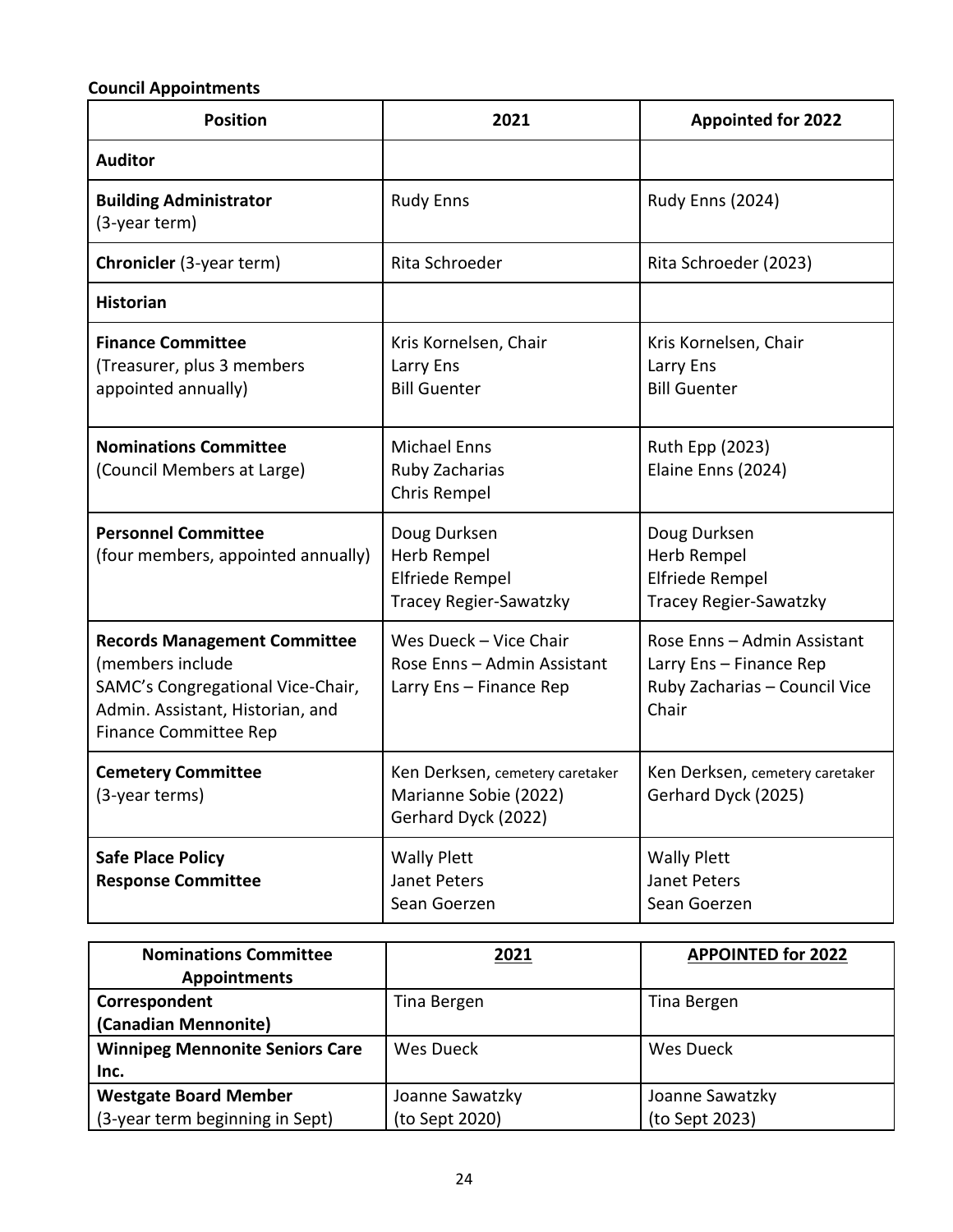**Council Appointments**

| Position | 2021 | Appointed for 2022 |
|---|---|---|
| **Auditor** | | |
| **Building Administrator** (3-year term) | Rudy Enns | Rudy Enns (2024) |
| **Chronicler** (3-year term) | Rita Schroeder | Rita Schroeder (2023) |
| **Historian** | | |
| **Finance Committee** (Treasurer, plus 3 members appointed annually) | Kris Kornelsen, Chair<br>Larry Ens<br>Bill Guenter | Kris Kornelsen, Chair<br>Larry Ens<br>Bill Guenter |
| **Nominations Committee** (Council Members at Large) | Michael Enns<br>Ruby Zacharias<br>Chris Rempel | Ruth Epp (2023)<br>Elaine Enns (2024) |
| **Personnel Committee** (four members, appointed annually) | Doug Durksen<br>Herb Rempel<br>Elfriede Rempel<br>Tracey Regier-Sawatzky | Doug Durksen<br>Herb Rempel<br>Elfriede Rempel<br>Tracey Regier-Sawatzky |
| **Records Management Committee** (members include SAMC's Congregational Vice-Chair, Admin. Assistant, Historian, and Finance Committee Rep | Wes Dueck – Vice Chair<br>Rose Enns – Admin Assistant<br>Larry Ens – Finance Rep | Rose Enns – Admin Assistant<br>Larry Ens – Finance Rep<br>Ruby Zacharias – Council Vice Chair |
| **Cemetery Committee** (3-year terms) | Ken Derksen, cemetery caretaker<br>Marianne Sobie (2022)<br>Gerhard Dyck (2022) | Ken Derksen, cemetery caretaker<br>Gerhard Dyck (2025) |
| **Safe Place Policy Response Committee** | Wally Plett<br>Janet Peters<br>Sean Goerzen | Wally Plett<br>Janet Peters<br>Sean Goerzen |

| Nominations Committee Appointments | 2021 | APPOINTED for 2022 |
|---|---|---|
| **Correspondent (Canadian Mennonite)** | Tina Bergen | Tina Bergen |
| **Winnipeg Mennonite Seniors Care Inc.** | Wes Dueck | Wes Dueck |
| **Westgate Board Member** (3-year term beginning in Sept) | Joanne Sawatzky (to Sept 2020) | Joanne Sawatzky (to Sept 2023) |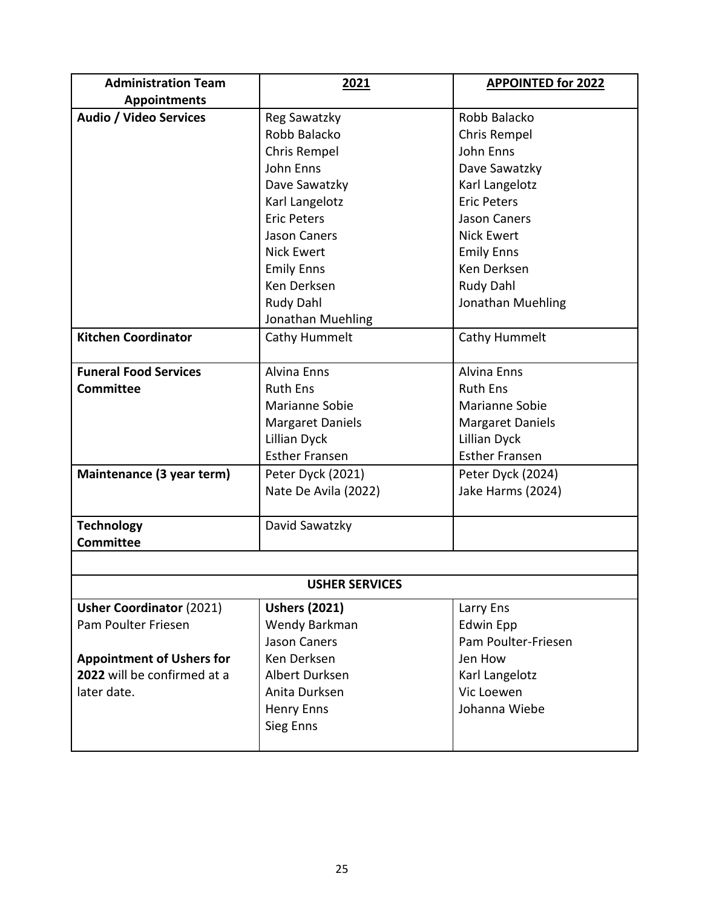| **Administration Team Appointments** | **<u>2021</u>** | **<u>APPOINTED for 2022</u>** |
|---|---|---|
| **Audio / Video Services** | Reg Sawatzky<br>Robb Balacko<br>Chris Rempel<br>John Enns<br>Dave Sawatzky<br>Karl Langelotz<br>Eric Peters<br>Jason Caners<br>Nick Ewert<br>Emily Enns<br>Ken Derksen<br>Rudy Dahl<br>Jonathan Muehling | Robb Balacko<br>Chris Rempel<br>John Enns<br>Dave Sawatzky<br>Karl Langelotz<br>Eric Peters<br>Jason Caners<br>Nick Ewert<br>Emily Enns<br>Ken Derksen<br>Rudy Dahl<br>Jonathan Muehling |
| **Kitchen Coordinator** | Cathy Hummelt | Cathy Hummelt |
| **Funeral Food Services Committee** | Alvina Enns<br>Ruth Ens<br>Marianne Sobie<br>Margaret Daniels<br>Lillian Dyck<br>Esther Fransen | Alvina Enns<br>Ruth Ens<br>Marianne Sobie<br>Margaret Daniels<br>Lillian Dyck<br>Esther Fransen |
| **Maintenance (3 year term)** | Peter Dyck (2021)<br>Nate De Avila (2022) | Peter Dyck (2024)<br>Jake Harms (2024) |
| **Technology Committee** | David Sawatzky | |
| | | |
| **USHER SERVICES** | | |
| **Usher Coordinator** (2021)<br>Pam Poulter Friesen<br><br>**Appointment of Ushers for 2022** will be confirmed at a later date. | **Ushers (2021)**<br>Wendy Barkman<br>Jason Caners<br>Ken Derksen<br>Albert Durksen<br>Anita Durksen<br>Henry Enns<br>Sieg Enns | Larry Ens<br>Edwin Epp<br>Pam Poulter-Friesen<br>Jen How<br>Karl Langelotz<br>Vic Loewen<br>Johanna Wiebe |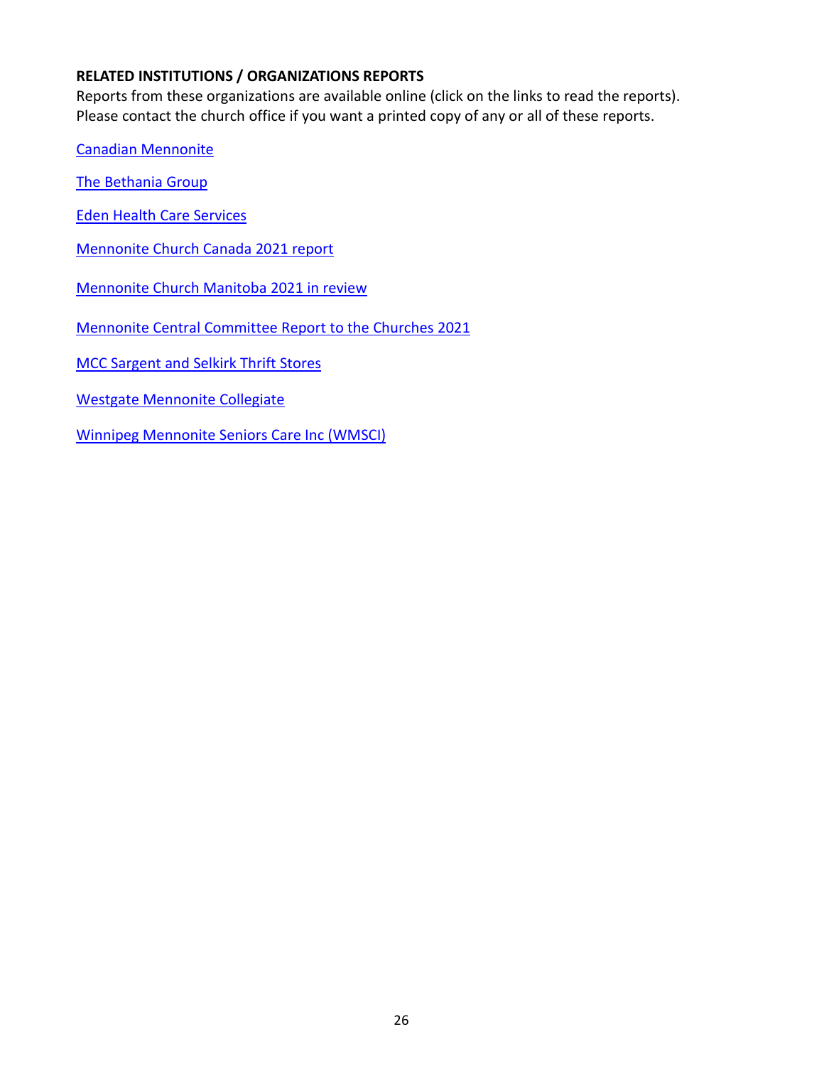**RELATED INSTITUTIONS / ORGANIZATIONS REPORTS**

Reports from these organizations are available online (click on the links to read the reports). Please contact the church office if you want a printed copy of any or all of these reports.

Canadian Mennonite

The Bethania Group

Eden Health Care Services

Mennonite Church Canada 2021 report

Mennonite Church Manitoba 2021 in review

Mennonite Central Committee Report to the Churches 2021

MCC Sargent and Selkirk Thrift Stores

Westgate Mennonite Collegiate

Winnipeg Mennonite Seniors Care Inc (WMSCI)